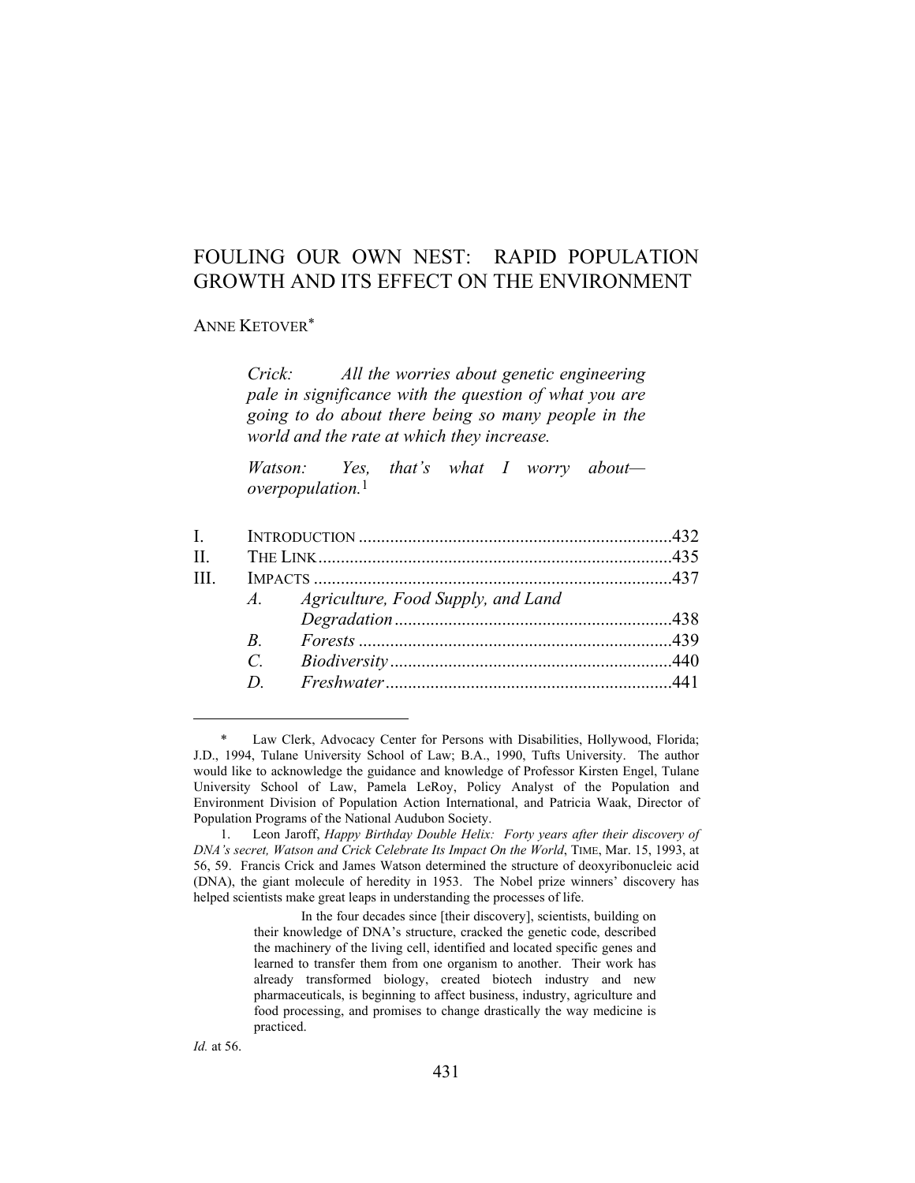# FOULING OUR OWN NEST: RAPID POPULATION GROWTH AND ITS EFFECT ON THE ENVIRONMENT

ANNE KETOVER*

> *Crick: All the worries about genetic engineering pale in significance with the question of what you are going to do about there being so many people in the world and the rate at which they increase.*
>
> *Watson: Yes, that's what I worry about—overpopulation.*[1]

| | | |
|---|---|---|
| I. | INTRODUCTION | 432 |
| II. | THE LINK | 435 |
| III. | IMPACTS | 437 |
| | *A. Agriculture, Food Supply, and Land Degradation* | 438 |
| | *B. Forests* | 439 |
| | *C. Biodiversity* | 440 |
| | *D. Freshwater* | 441 |

---

\* Law Clerk, Advocacy Center for Persons with Disabilities, Hollywood, Florida; J.D., 1994, Tulane University School of Law; B.A., 1990, Tufts University. The author would like to acknowledge the guidance and knowledge of Professor Kirsten Engel, Tulane University School of Law, Pamela LeRoy, Policy Analyst of the Population and Environment Division of Population Action International, and Patricia Waak, Director of Population Programs of the National Audubon Society.

1. Leon Jaroff, *Happy Birthday Double Helix: Forty years after their discovery of DNA's secret, Watson and Crick Celebrate Its Impact On the World*, TIME, Mar. 15, 1993, at 56, 59. Francis Crick and James Watson determined the structure of deoxyribonucleic acid (DNA), the giant molecule of heredity in 1953. The Nobel prize winners' discovery has helped scientists make great leaps in understanding the processes of life.

> In the four decades since [their discovery], scientists, building on their knowledge of DNA's structure, cracked the genetic code, described the machinery of the living cell, identified and located specific genes and learned to transfer them from one organism to another. Their work has already transformed biology, created biotech industry and new pharmaceuticals, is beginning to affect business, industry, agriculture and food processing, and promises to change drastically the way medicine is practiced.

*Id.* at 56.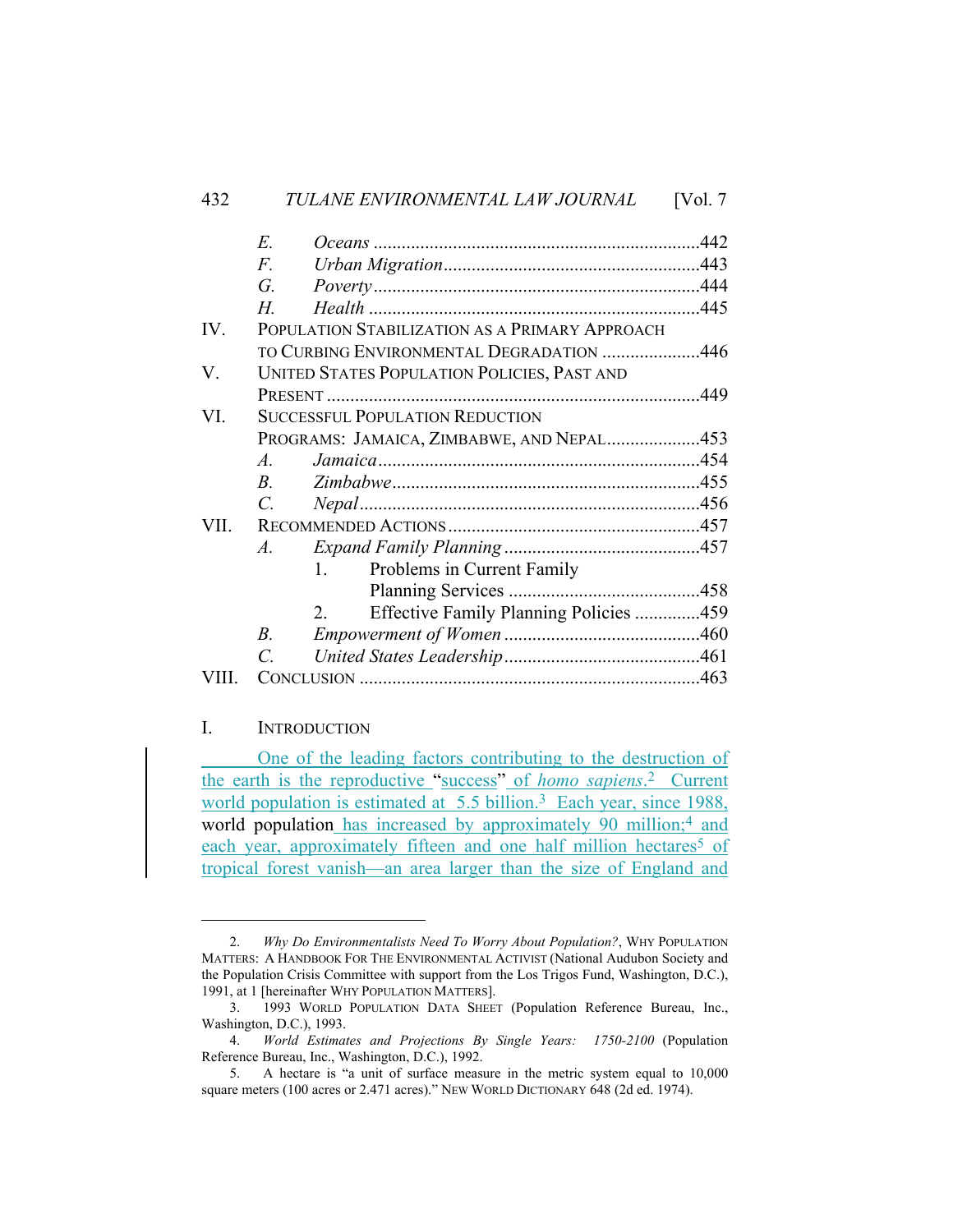| | | | |
|---|---|---|---|
| | E. | *Oceans* | 442 |
| | F. | *Urban Migration* | 443 |
| | G. | *Poverty* | 444 |
| | H. | *Health* | 445 |
| IV. | POPULATION STABILIZATION AS A PRIMARY APPROACH TO CURBING ENVIRONMENTAL DEGRADATION | | 446 |
| V. | UNITED STATES POPULATION POLICIES, PAST AND PRESENT | | 449 |
| VI. | SUCCESSFUL POPULATION REDUCTION PROGRAMS: JAMAICA, ZIMBABWE, AND NEPAL | | 453 |
| | A. | *Jamaica* | 454 |
| | B. | *Zimbabwe* | 455 |
| | C. | *Nepal* | 456 |
| VII. | RECOMMENDED ACTIONS | | 457 |
| | A. | *Expand Family Planning* | 457 |
| | | 1. Problems in Current Family Planning Services | 458 |
| | | 2. Effective Family Planning Policies | 459 |
| | B. | *Empowerment of Women* | 460 |
| | C. | *United States Leadership* | 461 |
| VIII. | CONCLUSION | | 463 |

## I. INTRODUCTION

One of the leading factors contributing to the destruction of the earth is the reproductive "success" of *homo sapiens*.[2] Current world population is estimated at 5.5 billion.[3] Each year, since 1988, world population has increased by approximately 90 million;[4] and each year, approximately fifteen and one half million hectares[5] of tropical forest vanish—an area larger than the size of England and

---

2. *Why Do Environmentalists Need To Worry About Population?*, WHY POPULATION MATTERS: A HANDBOOK FOR THE ENVIRONMENTAL ACTIVIST (National Audubon Society and the Population Crisis Committee with support from the Los Trigos Fund, Washington, D.C.), 1991, at 1 [hereinafter WHY POPULATION MATTERS].

3. 1993 WORLD POPULATION DATA SHEET (Population Reference Bureau, Inc., Washington, D.C.), 1993.

4. *World Estimates and Projections By Single Years: 1750-2100* (Population Reference Bureau, Inc., Washington, D.C.), 1992.

5. A hectare is "a unit of surface measure in the metric system equal to 10,000 square meters (100 acres or 2.471 acres)." NEW WORLD DICTIONARY 648 (2d ed. 1974).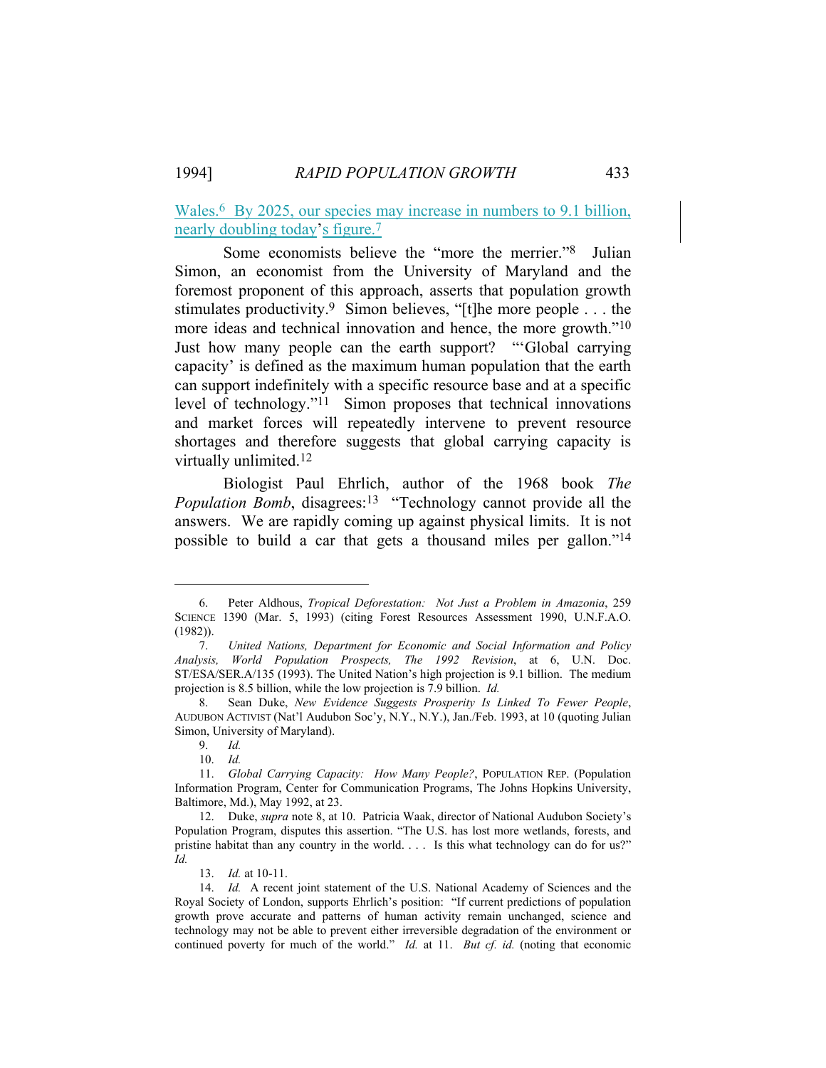Wales.[6] By 2025, our species may increase in numbers to 9.1 billion, nearly doubling today's figure.[7]

Some economists believe the "more the merrier."[8] Julian Simon, an economist from the University of Maryland and the foremost proponent of this approach, asserts that population growth stimulates productivity.[9] Simon believes, "[t]he more people . . . the more ideas and technical innovation and hence, the more growth."[10] Just how many people can the earth support? "'Global carrying capacity' is defined as the maximum human population that the earth can support indefinitely with a specific resource base and at a specific level of technology."[11] Simon proposes that technical innovations and market forces will repeatedly intervene to prevent resource shortages and therefore suggests that global carrying capacity is virtually unlimited.[12]

Biologist Paul Ehrlich, author of the 1968 book *The Population Bomb*, disagrees:[13] "Technology cannot provide all the answers. We are rapidly coming up against physical limits. It is not possible to build a car that gets a thousand miles per gallon."[14]

---

6. Peter Aldhous, *Tropical Deforestation: Not Just a Problem in Amazonia*, 259 SCIENCE 1390 (Mar. 5, 1993) (citing Forest Resources Assessment 1990, U.N.F.A.O. (1982)).

7. *United Nations, Department for Economic and Social Information and Policy Analysis, World Population Prospects, The 1992 Revision*, at 6, U.N. Doc. ST/ESA/SER.A/135 (1993). The United Nation's high projection is 9.1 billion. The medium projection is 8.5 billion, while the low projection is 7.9 billion. *Id.*

8. Sean Duke, *New Evidence Suggests Prosperity Is Linked To Fewer People*, AUDUBON ACTIVIST (Nat'l Audubon Soc'y, N.Y., N.Y.), Jan./Feb. 1993, at 10 (quoting Julian Simon, University of Maryland).

9. *Id.*

10. *Id.*

11. *Global Carrying Capacity: How Many People?*, POPULATION REP. (Population Information Program, Center for Communication Programs, The Johns Hopkins University, Baltimore, Md.), May 1992, at 23.

12. Duke, *supra* note 8, at 10. Patricia Waak, director of National Audubon Society's Population Program, disputes this assertion. "The U.S. has lost more wetlands, forests, and pristine habitat than any country in the world. . . . Is this what technology can do for us?" *Id.*

13. *Id.* at 10-11.

14. *Id.* A recent joint statement of the U.S. National Academy of Sciences and the Royal Society of London, supports Ehrlich's position: "If current predictions of population growth prove accurate and patterns of human activity remain unchanged, science and technology may not be able to prevent either irreversible degradation of the environment or continued poverty for much of the world." *Id.* at 11. *But cf. id.* (noting that economic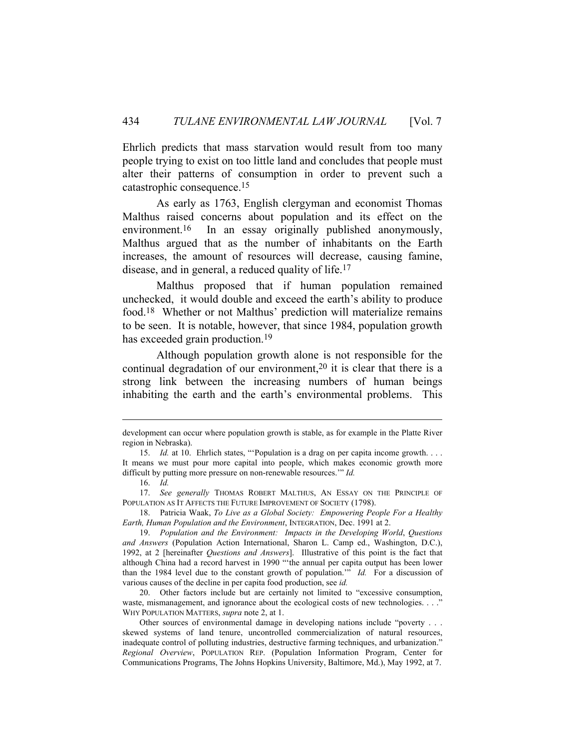Ehrlich predicts that mass starvation would result from too many people trying to exist on too little land and concludes that people must alter their patterns of consumption in order to prevent such a catastrophic consequence.[15]

As early as 1763, English clergyman and economist Thomas Malthus raised concerns about population and its effect on the environment.[16] In an essay originally published anonymously, Malthus argued that as the number of inhabitants on the Earth increases, the amount of resources will decrease, causing famine, disease, and in general, a reduced quality of life.[17]

Malthus proposed that if human population remained unchecked, it would double and exceed the earth's ability to produce food.[18] Whether or not Malthus' prediction will materialize remains to be seen. It is notable, however, that since 1984, population growth has exceeded grain production.[19]

Although population growth alone is not responsible for the continual degradation of our environment,[20] it is clear that there is a strong link between the increasing numbers of human beings inhabiting the earth and the earth's environmental problems. This

---

development can occur where population growth is stable, as for example in the Platte River region in Nebraska).

15. *Id.* at 10. Ehrlich states, "'Population is a drag on per capita income growth. . . . It means we must pour more capital into people, which makes economic growth more difficult by putting more pressure on non-renewable resources.'" *Id.*

16. *Id.*

17. *See generally* THOMAS ROBERT MALTHUS, AN ESSAY ON THE PRINCIPLE OF POPULATION AS IT AFFECTS THE FUTURE IMPROVEMENT OF SOCIETY (1798).

18. Patricia Waak, *To Live as a Global Society: Empowering People For a Healthy Earth, Human Population and the Environment*, INTEGRATION, Dec. 1991 at 2.

19. *Population and the Environment: Impacts in the Developing World*, *Questions and Answers* (Population Action International, Sharon L. Camp ed., Washington, D.C.), 1992, at 2 [hereinafter *Questions and Answers*]. Illustrative of this point is the fact that although China had a record harvest in 1990 "'the annual per capita output has been lower than the 1984 level due to the constant growth of population.'" *Id.* For a discussion of various causes of the decline in per capita food production, see *id.*

20. Other factors include but are certainly not limited to "excessive consumption, waste, mismanagement, and ignorance about the ecological costs of new technologies. . . ." WHY POPULATION MATTERS, *supra* note 2, at 1.

Other sources of environmental damage in developing nations include "poverty . . . skewed systems of land tenure, uncontrolled commercialization of natural resources, inadequate control of polluting industries, destructive farming techniques, and urbanization." *Regional Overview*, POPULATION REP. (Population Information Program, Center for Communications Programs, The Johns Hopkins University, Baltimore, Md.), May 1992, at 7.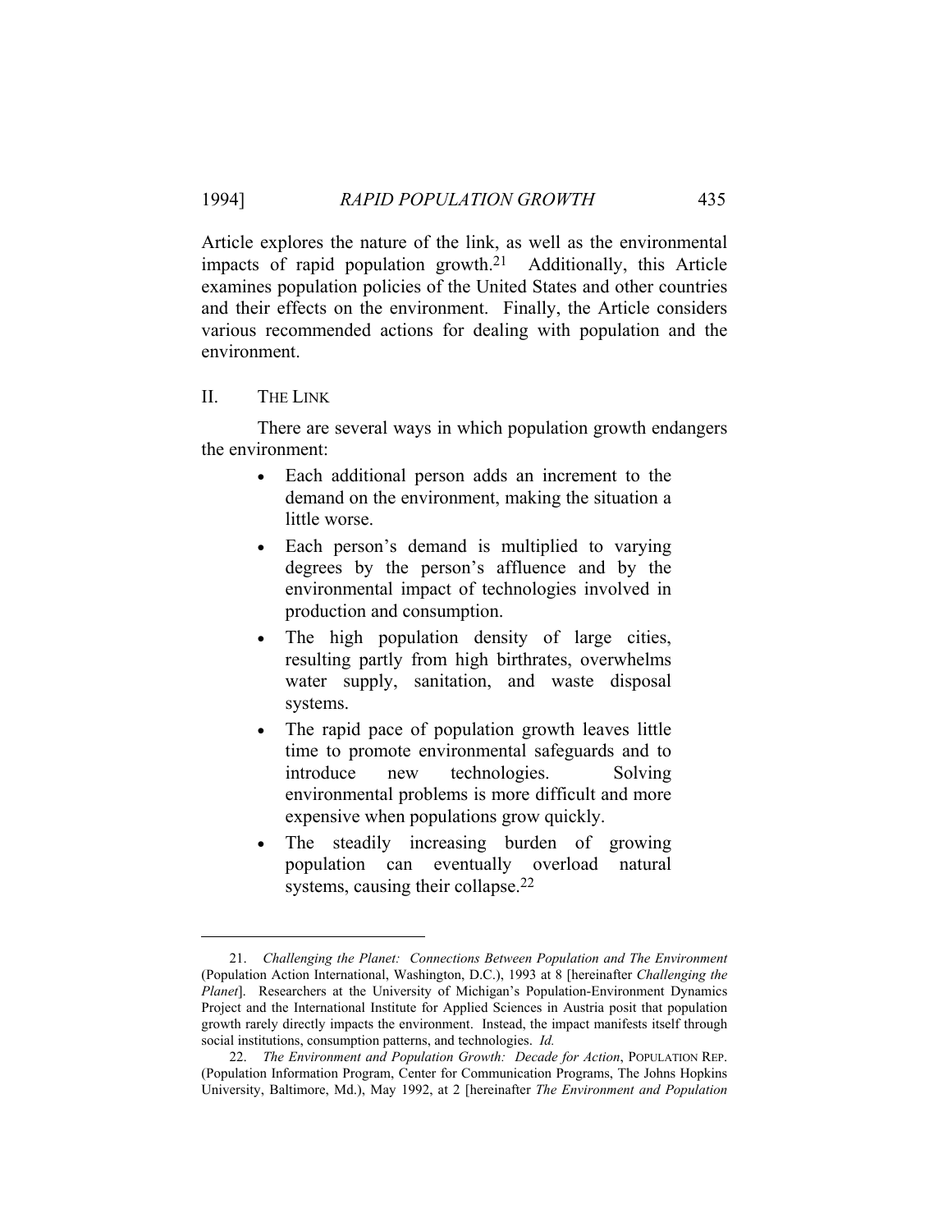Article explores the nature of the link, as well as the environmental impacts of rapid population growth.[21] Additionally, this Article examines population policies of the United States and other countries and their effects on the environment. Finally, the Article considers various recommended actions for dealing with population and the environment.

## II. THE LINK

There are several ways in which population growth endangers the environment:

- Each additional person adds an increment to the demand on the environment, making the situation a little worse.
- Each person's demand is multiplied to varying degrees by the person's affluence and by the environmental impact of technologies involved in production and consumption.
- The high population density of large cities, resulting partly from high birthrates, overwhelms water supply, sanitation, and waste disposal systems.
- The rapid pace of population growth leaves little time to promote environmental safeguards and to introduce new technologies. Solving environmental problems is more difficult and more expensive when populations grow quickly.
- The steadily increasing burden of growing population can eventually overload natural systems, causing their collapse.[22]

---

21. *Challenging the Planet: Connections Between Population and The Environment* (Population Action International, Washington, D.C.), 1993 at 8 [hereinafter *Challenging the Planet*]. Researchers at the University of Michigan's Population-Environment Dynamics Project and the International Institute for Applied Sciences in Austria posit that population growth rarely directly impacts the environment. Instead, the impact manifests itself through social institutions, consumption patterns, and technologies. *Id.*

22. *The Environment and Population Growth: Decade for Action*, POPULATION REP. (Population Information Program, Center for Communication Programs, The Johns Hopkins University, Baltimore, Md.), May 1992, at 2 [hereinafter *The Environment and Population*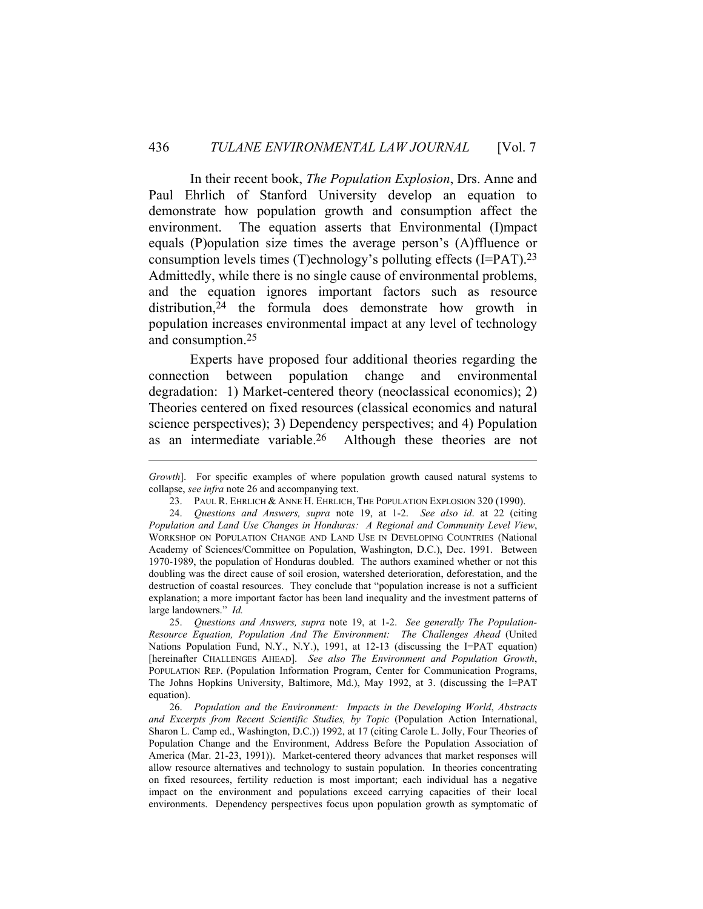In their recent book, *The Population Explosion*, Drs. Anne and Paul Ehrlich of Stanford University develop an equation to demonstrate how population growth and consumption affect the environment. The equation asserts that Environmental (I)mpact equals (P)opulation size times the average person's (A)ffluence or consumption levels times (T)echnology's polluting effects (I=PAT).[23] Admittedly, while there is no single cause of environmental problems, and the equation ignores important factors such as resource distribution,[24] the formula does demonstrate how growth in population increases environmental impact at any level of technology and consumption.[25]

Experts have proposed four additional theories regarding the connection between population change and environmental degradation: 1) Market-centered theory (neoclassical economics); 2) Theories centered on fixed resources (classical economics and natural science perspectives); 3) Dependency perspectives; and 4) Population as an intermediate variable.[26] Although these theories are not

---

*Growth*]. For specific examples of where population growth caused natural systems to collapse, *see infra* note 26 and accompanying text.

23. PAUL R. EHRLICH & ANNE H. EHRLICH, THE POPULATION EXPLOSION 320 (1990).

24. *Questions and Answers, supra* note 19, at 1-2. *See also id*. at 22 (citing *Population and Land Use Changes in Honduras: A Regional and Community Level View*, WORKSHOP ON POPULATION CHANGE AND LAND USE IN DEVELOPING COUNTRIES (National Academy of Sciences/Committee on Population, Washington, D.C.), Dec. 1991. Between 1970-1989, the population of Honduras doubled. The authors examined whether or not this doubling was the direct cause of soil erosion, watershed deterioration, deforestation, and the destruction of coastal resources. They conclude that "population increase is not a sufficient explanation; a more important factor has been land inequality and the investment patterns of large landowners." *Id.*

25. *Questions and Answers, supra* note 19, at 1-2. *See generally The Population-Resource Equation, Population And The Environment: The Challenges Ahead* (United Nations Population Fund, N.Y., N.Y.), 1991, at 12-13 (discussing the I=PAT equation) [hereinafter CHALLENGES AHEAD]. *See also The Environment and Population Growth*, POPULATION REP. (Population Information Program, Center for Communication Programs, The Johns Hopkins University, Baltimore, Md.), May 1992, at 3. (discussing the I=PAT equation).

26. *Population and the Environment: Impacts in the Developing World*, *Abstracts and Excerpts from Recent Scientific Studies, by Topic* (Population Action International, Sharon L. Camp ed., Washington, D.C.)) 1992, at 17 (citing Carole L. Jolly, Four Theories of Population Change and the Environment, Address Before the Population Association of America (Mar. 21-23, 1991)). Market-centered theory advances that market responses will allow resource alternatives and technology to sustain population. In theories concentrating on fixed resources, fertility reduction is most important; each individual has a negative impact on the environment and populations exceed carrying capacities of their local environments. Dependency perspectives focus upon population growth as symptomatic of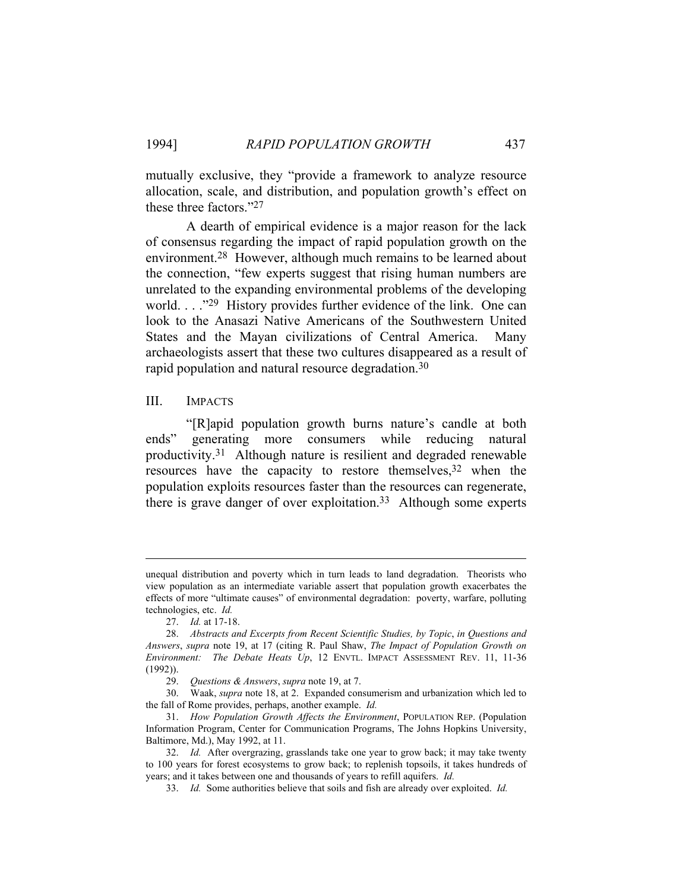mutually exclusive, they "provide a framework to analyze resource allocation, scale, and distribution, and population growth's effect on these three factors."[27]

A dearth of empirical evidence is a major reason for the lack of consensus regarding the impact of rapid population growth on the environment.[28] However, although much remains to be learned about the connection, "few experts suggest that rising human numbers are unrelated to the expanding environmental problems of the developing world. . . ."[29] History provides further evidence of the link. One can look to the Anasazi Native Americans of the Southwestern United States and the Mayan civilizations of Central America. Many archaeologists assert that these two cultures disappeared as a result of rapid population and natural resource degradation.[30]

## III. IMPACTS

"[R]apid population growth burns nature's candle at both ends" generating more consumers while reducing natural productivity.[31] Although nature is resilient and degraded renewable resources have the capacity to restore themselves,[32] when the population exploits resources faster than the resources can regenerate, there is grave danger of over exploitation.[33] Although some experts

---

unequal distribution and poverty which in turn leads to land degradation. Theorists who view population as an intermediate variable assert that population growth exacerbates the effects of more "ultimate causes" of environmental degradation: poverty, warfare, polluting technologies, etc. *Id.*

27. *Id.* at 17-18.

28. *Abstracts and Excerpts from Recent Scientific Studies, by Topic*, *in Questions and Answers*, *supra* note 19, at 17 (citing R. Paul Shaw, *The Impact of Population Growth on Environment: The Debate Heats Up*, 12 ENVTL. IMPACT ASSESSMENT REV. 11, 11-36 (1992)).

29. *Questions & Answers*, *supra* note 19, at 7.

30. Waak, *supra* note 18, at 2. Expanded consumerism and urbanization which led to the fall of Rome provides, perhaps, another example. *Id.*

31. *How Population Growth Affects the Environment*, POPULATION REP. (Population Information Program, Center for Communication Programs, The Johns Hopkins University, Baltimore, Md.), May 1992, at 11.

32. *Id.* After overgrazing, grasslands take one year to grow back; it may take twenty to 100 years for forest ecosystems to grow back; to replenish topsoils, it takes hundreds of years; and it takes between one and thousands of years to refill aquifers. *Id.*

33. *Id.* Some authorities believe that soils and fish are already over exploited. *Id.*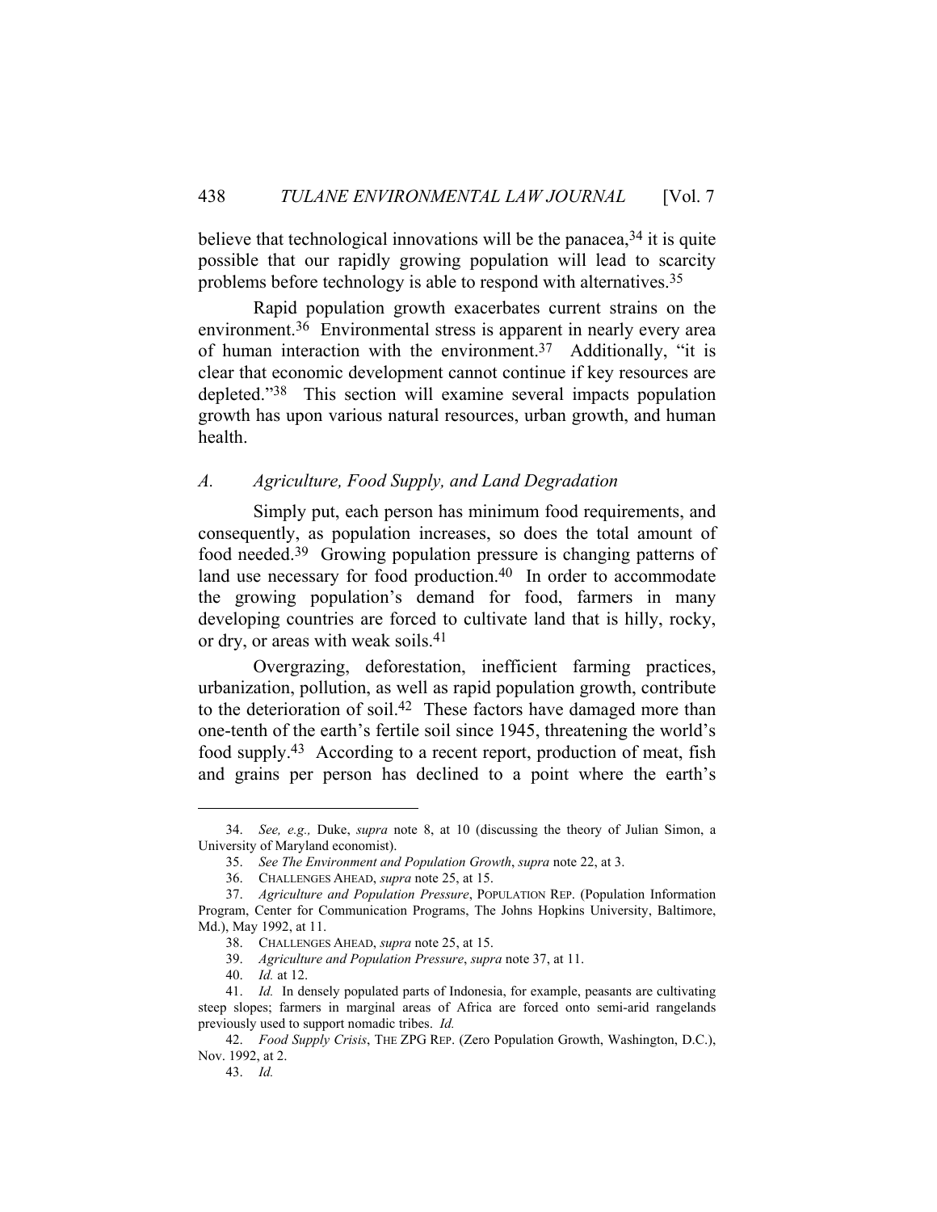believe that technological innovations will be the panacea,[34] it is quite possible that our rapidly growing population will lead to scarcity problems before technology is able to respond with alternatives.[35]

Rapid population growth exacerbates current strains on the environment.[36] Environmental stress is apparent in nearly every area of human interaction with the environment.[37] Additionally, "it is clear that economic development cannot continue if key resources are depleted."[38] This section will examine several impacts population growth has upon various natural resources, urban growth, and human health.

### *A. Agriculture, Food Supply, and Land Degradation*

Simply put, each person has minimum food requirements, and consequently, as population increases, so does the total amount of food needed.[39] Growing population pressure is changing patterns of land use necessary for food production.[40] In order to accommodate the growing population's demand for food, farmers in many developing countries are forced to cultivate land that is hilly, rocky, or dry, or areas with weak soils.[41]

Overgrazing, deforestation, inefficient farming practices, urbanization, pollution, as well as rapid population growth, contribute to the deterioration of soil.[42] These factors have damaged more than one-tenth of the earth's fertile soil since 1945, threatening the world's food supply.[43] According to a recent report, production of meat, fish and grains per person has declined to a point where the earth's

---

34. *See, e.g.,* Duke, *supra* note 8, at 10 (discussing the theory of Julian Simon, a University of Maryland economist).

35. *See The Environment and Population Growth*, *supra* note 22, at 3.

36. CHALLENGES AHEAD, *supra* note 25, at 15.

37. *Agriculture and Population Pressure*, POPULATION REP. (Population Information Program, Center for Communication Programs, The Johns Hopkins University, Baltimore, Md.), May 1992, at 11.

38. CHALLENGES AHEAD, *supra* note 25, at 15.

39. *Agriculture and Population Pressure*, *supra* note 37, at 11.

40. *Id.* at 12.

41. *Id.* In densely populated parts of Indonesia, for example, peasants are cultivating steep slopes; farmers in marginal areas of Africa are forced onto semi-arid rangelands previously used to support nomadic tribes. *Id.*

42. *Food Supply Crisis*, THE ZPG REP. (Zero Population Growth, Washington, D.C.), Nov. 1992, at 2.

43. *Id.*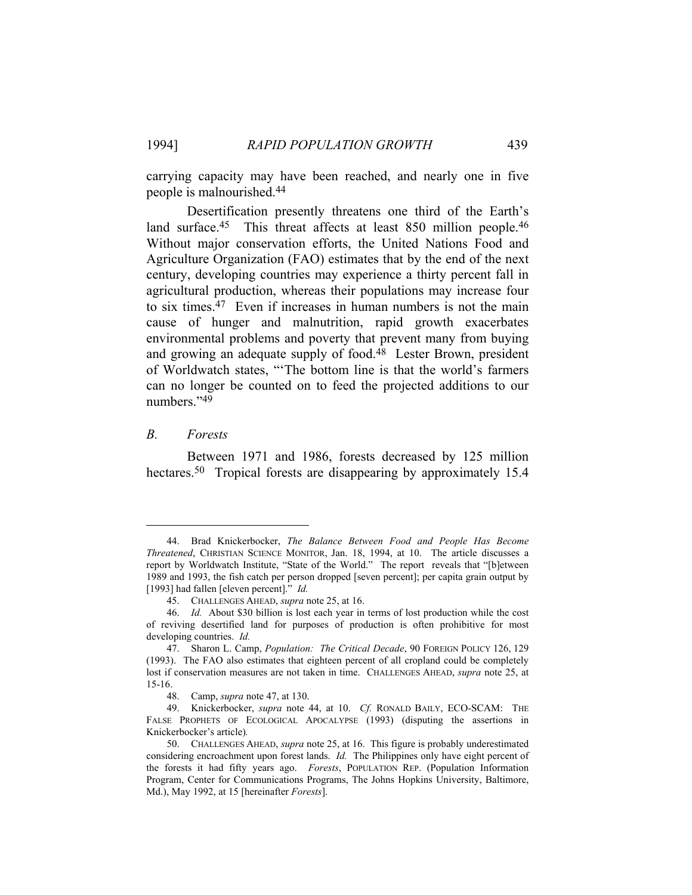carrying capacity may have been reached, and nearly one in five people is malnourished.[44]

Desertification presently threatens one third of the Earth's land surface.[45] This threat affects at least 850 million people.[46] Without major conservation efforts, the United Nations Food and Agriculture Organization (FAO) estimates that by the end of the next century, developing countries may experience a thirty percent fall in agricultural production, whereas their populations may increase four to six times.[47] Even if increases in human numbers is not the main cause of hunger and malnutrition, rapid growth exacerbates environmental problems and poverty that prevent many from buying and growing an adequate supply of food.[48] Lester Brown, president of Worldwatch states, "'The bottom line is that the world's farmers can no longer be counted on to feed the projected additions to our numbers.'"[49]

### *B. Forests*

Between 1971 and 1986, forests decreased by 125 million hectares.[50] Tropical forests are disappearing by approximately 15.4

---

44. Brad Knickerbocker, *The Balance Between Food and People Has Become Threatened*, CHRISTIAN SCIENCE MONITOR, Jan. 18, 1994, at 10. The article discusses a report by Worldwatch Institute, "State of the World." The report reveals that "[b]etween 1989 and 1993, the fish catch per person dropped [seven percent]; per capita grain output by [1993] had fallen [eleven percent]." *Id.*

45. CHALLENGES AHEAD, *supra* note 25, at 16.

46. *Id.* About $30 billion is lost each year in terms of lost production while the cost of reviving desertified land for purposes of production is often prohibitive for most developing countries. *Id.*

47. Sharon L. Camp, *Population: The Critical Decade*, 90 FOREIGN POLICY 126, 129 (1993). The FAO also estimates that eighteen percent of all cropland could be completely lost if conservation measures are not taken in time. CHALLENGES AHEAD, *supra* note 25, at 15-16.

48. Camp, *supra* note 47, at 130.

49. Knickerbocker, *supra* note 44, at 10. *Cf.* RONALD BAILY, ECO-SCAM: THE FALSE PROPHETS OF ECOLOGICAL APOCALYPSE (1993) (disputing the assertions in Knickerbocker's article).

50. CHALLENGES AHEAD, *supra* note 25, at 16. This figure is probably underestimated considering encroachment upon forest lands. *Id.* The Philippines only have eight percent of the forests it had fifty years ago. *Forests*, POPULATION REP. (Population Information Program, Center for Communications Programs, The Johns Hopkins University, Baltimore, Md.), May 1992, at 15 [hereinafter *Forests*].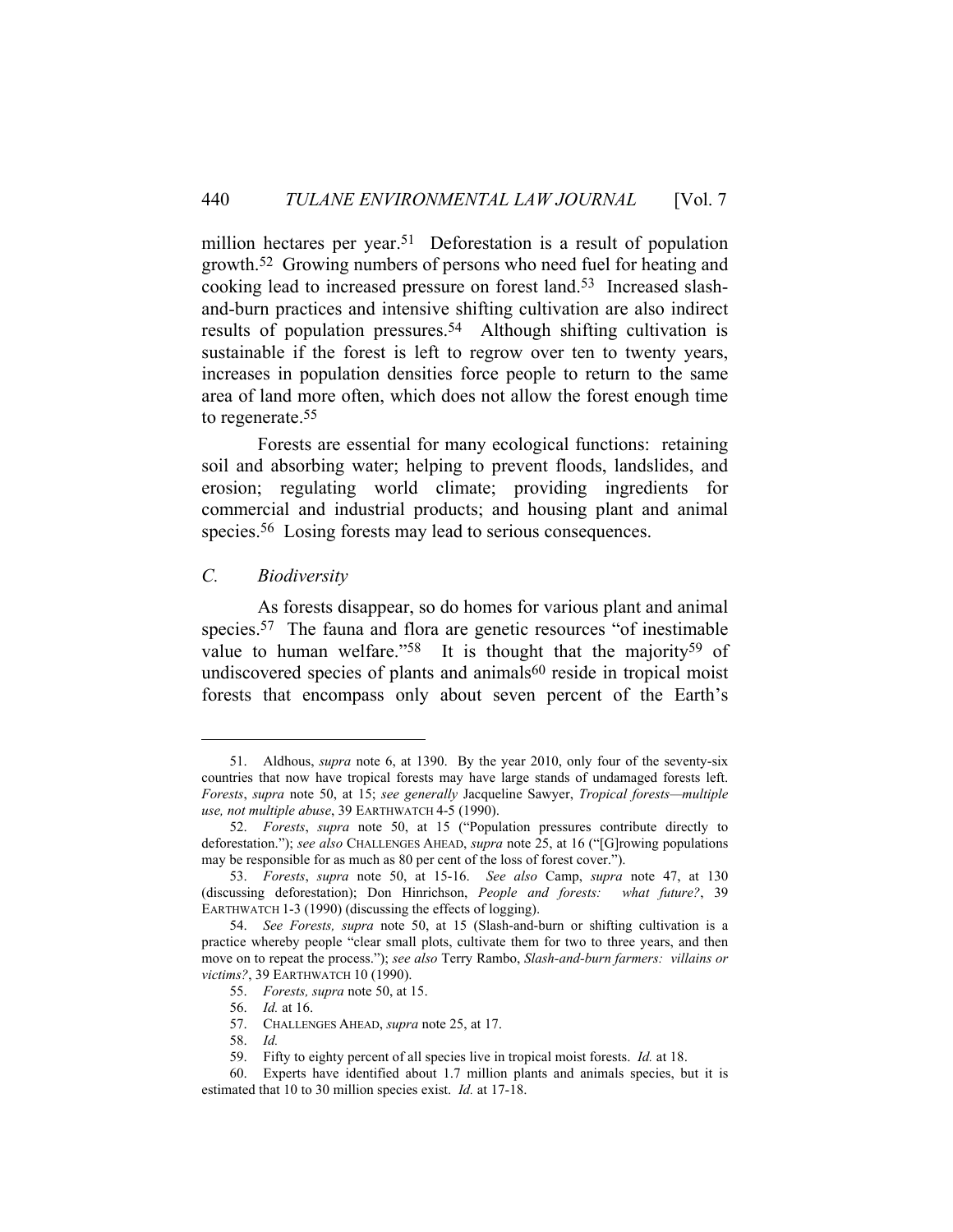million hectares per year.[51] Deforestation is a result of population growth.[52] Growing numbers of persons who need fuel for heating and cooking lead to increased pressure on forest land.[53] Increased slash-and-burn practices and intensive shifting cultivation are also indirect results of population pressures.[54] Although shifting cultivation is sustainable if the forest is left to regrow over ten to twenty years, increases in population densities force people to return to the same area of land more often, which does not allow the forest enough time to regenerate.[55]

Forests are essential for many ecological functions: retaining soil and absorbing water; helping to prevent floods, landslides, and erosion; regulating world climate; providing ingredients for commercial and industrial products; and housing plant and animal species.[56] Losing forests may lead to serious consequences.

### *C. Biodiversity*

As forests disappear, so do homes for various plant and animal species.[57] The fauna and flora are genetic resources "of inestimable value to human welfare."[58] It is thought that the majority[59] of undiscovered species of plants and animals[60] reside in tropical moist forests that encompass only about seven percent of the Earth's

---

51. Aldhous, *supra* note 6, at 1390. By the year 2010, only four of the seventy-six countries that now have tropical forests may have large stands of undamaged forests left. *Forests*, *supra* note 50, at 15; *see generally* Jacqueline Sawyer, *Tropical forests—multiple use, not multiple abuse*, 39 EARTHWATCH 4-5 (1990).

52. *Forests*, *supra* note 50, at 15 ("Population pressures contribute directly to deforestation."); *see also* CHALLENGES AHEAD, *supra* note 25, at 16 ("[G]rowing populations may be responsible for as much as 80 per cent of the loss of forest cover.").

53. *Forests*, *supra* note 50, at 15-16. *See also* Camp, *supra* note 47, at 130 (discussing deforestation); Don Hinrichson, *People and forests: what future?*, 39 EARTHWATCH 1-3 (1990) (discussing the effects of logging).

54. *See Forests, supra* note 50, at 15 (Slash-and-burn or shifting cultivation is a practice whereby people "clear small plots, cultivate them for two to three years, and then move on to repeat the process."); *see also* Terry Rambo, *Slash-and-burn farmers: villains or victims?*, 39 EARTHWATCH 10 (1990).

55. *Forests, supra* note 50, at 15.

56. *Id.* at 16.

57. CHALLENGES AHEAD, *supra* note 25, at 17.

58. *Id.*

59. Fifty to eighty percent of all species live in tropical moist forests. *Id.* at 18.

60. Experts have identified about 1.7 million plants and animals species, but it is estimated that 10 to 30 million species exist. *Id.* at 17-18.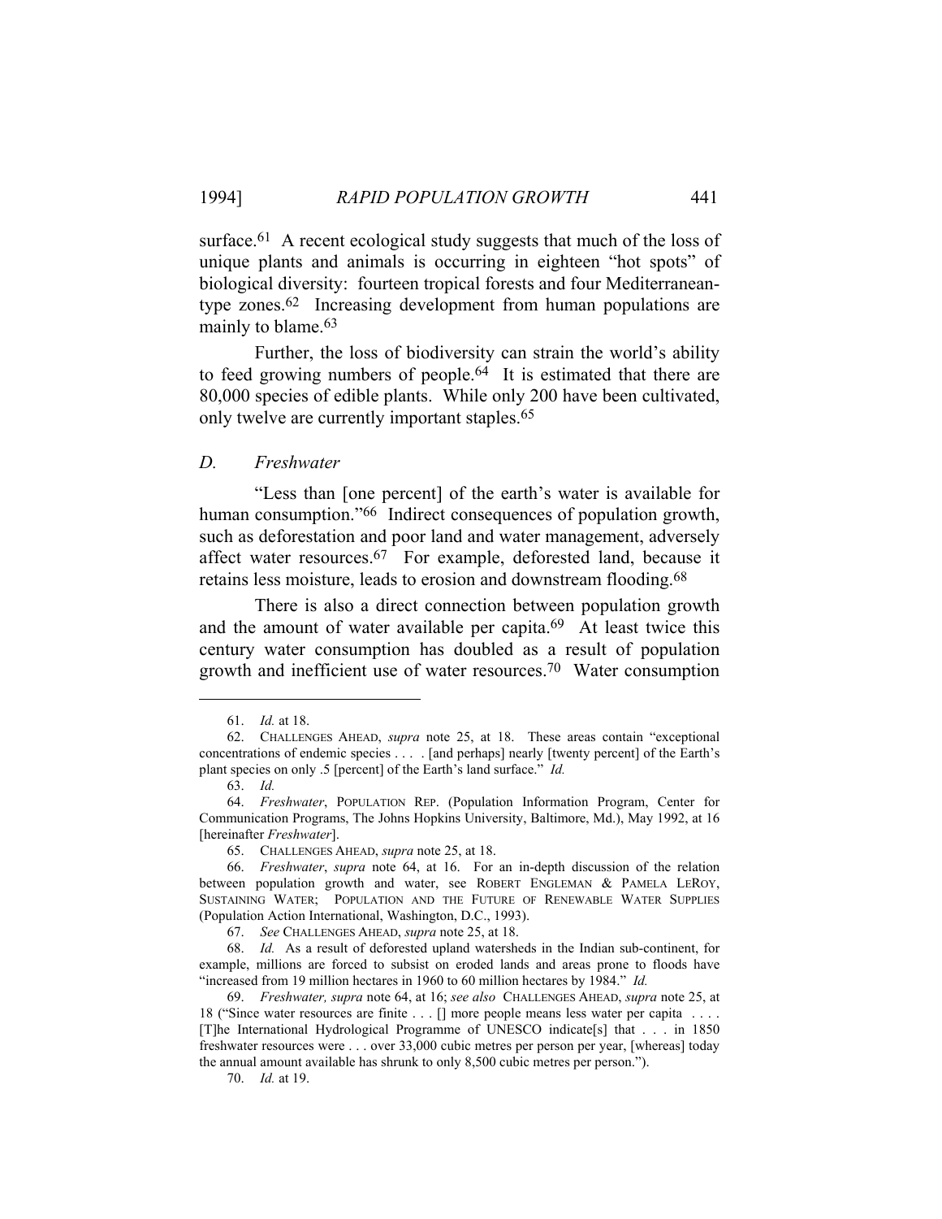surface.[61] A recent ecological study suggests that much of the loss of unique plants and animals is occurring in eighteen "hot spots" of biological diversity: fourteen tropical forests and four Mediterranean-type zones.[62] Increasing development from human populations are mainly to blame.[63]

Further, the loss of biodiversity can strain the world's ability to feed growing numbers of people.[64] It is estimated that there are 80,000 species of edible plants. While only 200 have been cultivated, only twelve are currently important staples.[65]

### *D. Freshwater*

"Less than [one percent] of the earth's water is available for human consumption."[66] Indirect consequences of population growth, such as deforestation and poor land and water management, adversely affect water resources.[67] For example, deforested land, because it retains less moisture, leads to erosion and downstream flooding.[68]

There is also a direct connection between population growth and the amount of water available per capita.[69] At least twice this century water consumption has doubled as a result of population growth and inefficient use of water resources.[70] Water consumption

---

61. *Id.* at 18.

62. CHALLENGES AHEAD, *supra* note 25, at 18. These areas contain "exceptional concentrations of endemic species . . . . [and perhaps] nearly [twenty percent] of the Earth's plant species on only .5 [percent] of the Earth's land surface." *Id.*

63. *Id.*

64. *Freshwater*, POPULATION REP. (Population Information Program, Center for Communication Programs, The Johns Hopkins University, Baltimore, Md.), May 1992, at 16 [hereinafter *Freshwater*].

65. CHALLENGES AHEAD, *supra* note 25, at 18.

66. *Freshwater*, *supra* note 64, at 16. For an in-depth discussion of the relation between population growth and water, see ROBERT ENGLEMAN & PAMELA LEROY, SUSTAINING WATER; POPULATION AND THE FUTURE OF RENEWABLE WATER SUPPLIES (Population Action International, Washington, D.C., 1993).

67. *See* CHALLENGES AHEAD, *supra* note 25, at 18.

68. *Id.* As a result of deforested upland watersheds in the Indian sub-continent, for example, millions are forced to subsist on eroded lands and areas prone to floods have "increased from 19 million hectares in 1960 to 60 million hectares by 1984." *Id.*

69. *Freshwater, supra* note 64, at 16; *see also* CHALLENGES AHEAD, *supra* note 25, at 18 ("Since water resources are finite . . . [] more people means less water per capita . . . . [T]he International Hydrological Programme of UNESCO indicate[s] that . . . in 1850 freshwater resources were . . . over 33,000 cubic metres per person per year, [whereas] today the annual amount available has shrunk to only 8,500 cubic metres per person.").

70. *Id.* at 19.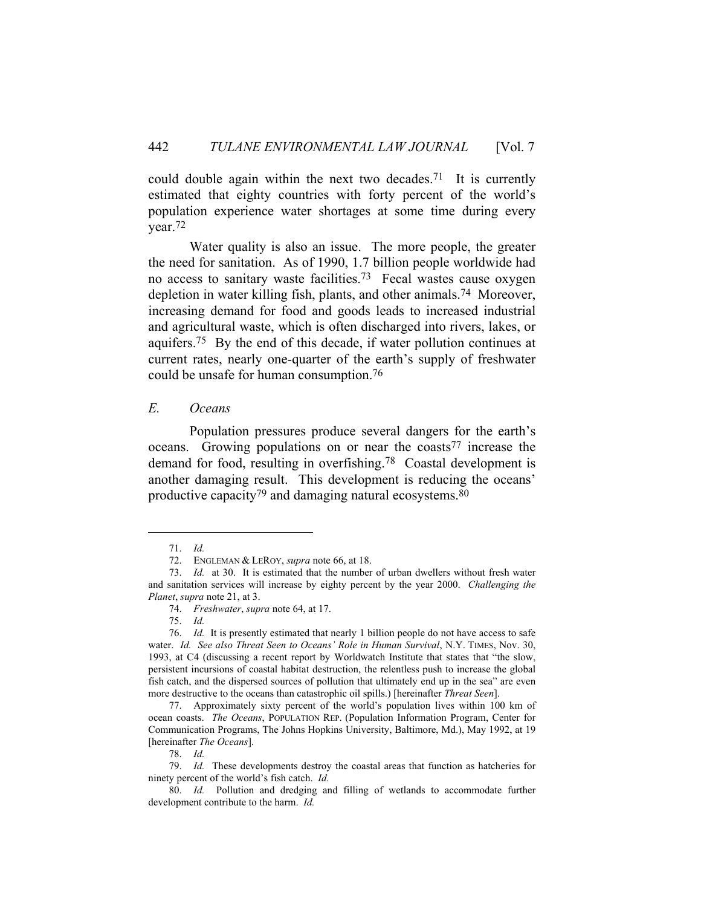could double again within the next two decades.[71] It is currently estimated that eighty countries with forty percent of the world's population experience water shortages at some time during every year.[72]

Water quality is also an issue. The more people, the greater the need for sanitation. As of 1990, 1.7 billion people worldwide had no access to sanitary waste facilities.[73] Fecal wastes cause oxygen depletion in water killing fish, plants, and other animals.[74] Moreover, increasing demand for food and goods leads to increased industrial and agricultural waste, which is often discharged into rivers, lakes, or aquifers.[75] By the end of this decade, if water pollution continues at current rates, nearly one-quarter of the earth's supply of freshwater could be unsafe for human consumption.[76]

### *E. Oceans*

Population pressures produce several dangers for the earth's oceans. Growing populations on or near the coasts[77] increase the demand for food, resulting in overfishing.[78] Coastal development is another damaging result. This development is reducing the oceans' productive capacity[79] and damaging natural ecosystems.[80]

---

71. *Id.*

72. ENGLEMAN & LEROY, *supra* note 66, at 18.

73. *Id.* at 30. It is estimated that the number of urban dwellers without fresh water and sanitation services will increase by eighty percent by the year 2000. *Challenging the Planet*, *supra* note 21, at 3.

74. *Freshwater*, *supra* note 64, at 17.

75. *Id.*

76. *Id.* It is presently estimated that nearly 1 billion people do not have access to safe water. *Id.* *See also Threat Seen to Oceans' Role in Human Survival*, N.Y. TIMES, Nov. 30, 1993, at C4 (discussing a recent report by Worldwatch Institute that states that "the slow, persistent incursions of coastal habitat destruction, the relentless push to increase the global fish catch, and the dispersed sources of pollution that ultimately end up in the sea" are even more destructive to the oceans than catastrophic oil spills.) [hereinafter *Threat Seen*].

77. Approximately sixty percent of the world's population lives within 100 km of ocean coasts. *The Oceans*, POPULATION REP. (Population Information Program, Center for Communication Programs, The Johns Hopkins University, Baltimore, Md.), May 1992, at 19 [hereinafter *The Oceans*].

78. *Id.*

79. *Id.* These developments destroy the coastal areas that function as hatcheries for ninety percent of the world's fish catch. *Id.*

80. *Id.* Pollution and dredging and filling of wetlands to accommodate further development contribute to the harm. *Id.*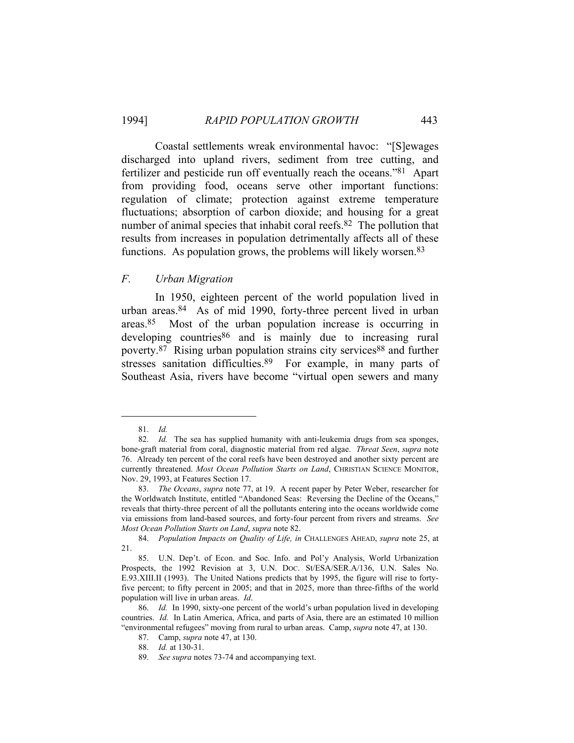Coastal settlements wreak environmental havoc: "[S]ewages discharged into upland rivers, sediment from tree cutting, and fertilizer and pesticide run off eventually reach the oceans."[81] Apart from providing food, oceans serve other important functions: regulation of climate; protection against extreme temperature fluctuations; absorption of carbon dioxide; and housing for a great number of animal species that inhabit coral reefs.[82] The pollution that results from increases in population detrimentally affects all of these functions. As population grows, the problems will likely worsen.[83]

### *F. Urban Migration*

In 1950, eighteen percent of the world population lived in urban areas.[84] As of mid 1990, forty-three percent lived in urban areas.[85] Most of the urban population increase is occurring in developing countries[86] and is mainly due to increasing rural poverty.[87] Rising urban population strains city services[88] and further stresses sanitation difficulties.[89] For example, in many parts of Southeast Asia, rivers have become "virtual open sewers and many

---

81. *Id.*

82. *Id.* The sea has supplied humanity with anti-leukemia drugs from sea sponges, bone-graft material from coral, diagnostic material from red algae. *Threat Seen*, *supra* note 76. Already ten percent of the coral reefs have been destroyed and another sixty percent are currently threatened. *Most Ocean Pollution Starts on Land*, CHRISTIAN SCIENCE MONITOR, Nov. 29, 1993, at Features Section 17.

83. *The Oceans*, *supra* note 77, at 19. A recent paper by Peter Weber, researcher for the Worldwatch Institute, entitled "Abandoned Seas: Reversing the Decline of the Oceans," reveals that thirty-three percent of all the pollutants entering into the oceans worldwide come via emissions from land-based sources, and forty-four percent from rivers and streams. *See Most Ocean Pollution Starts on Land*, *supra* note 82.

84. *Population Impacts on Quality of Life, in* CHALLENGES AHEAD, *supra* note 25, at 21.

85. U.N. Dep't. of Econ. and Soc. Info. and Pol'y Analysis, World Urbanization Prospects, the 1992 Revision at 3, U.N. DOC. St/ESA/SER.A/136, U.N. Sales No. E.93.XIII.II (1993). The United Nations predicts that by 1995, the figure will rise to forty-five percent; to fifty percent in 2005; and that in 2025, more than three-fifths of the world population will live in urban areas. *Id*.

86. *Id.* In 1990, sixty-one percent of the world's urban population lived in developing countries. *Id.* In Latin America, Africa, and parts of Asia, there are an estimated 10 million "environmental refugees" moving from rural to urban areas. Camp, *supra* note 47, at 130.

87. Camp, *supra* note 47, at 130.

88. *Id.* at 130-31.

89. *See supra* notes 73-74 and accompanying text.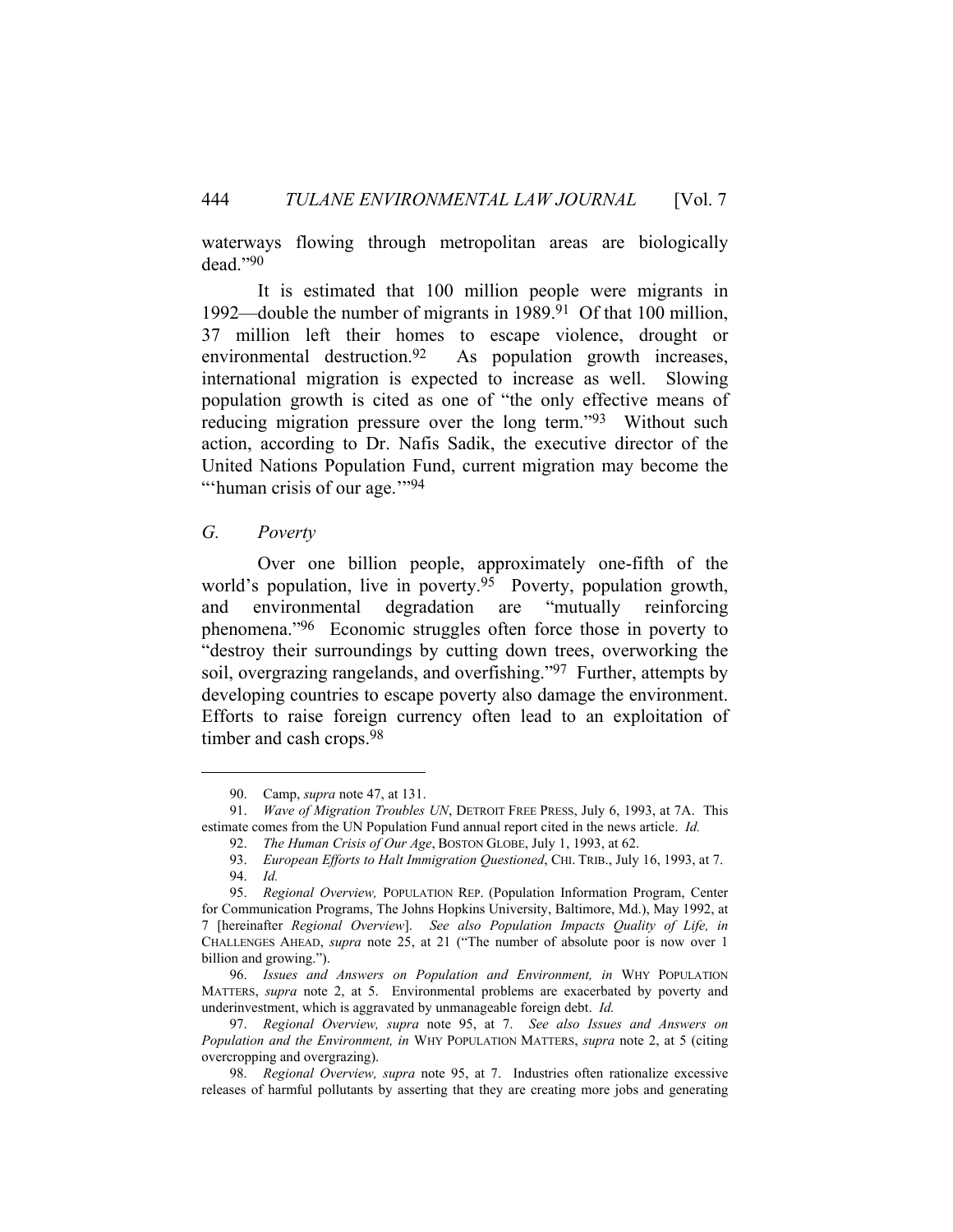waterways flowing through metropolitan areas are biologically dead."[90]

It is estimated that 100 million people were migrants in 1992—double the number of migrants in 1989.[91] Of that 100 million, 37 million left their homes to escape violence, drought or environmental destruction.[92] As population growth increases, international migration is expected to increase as well. Slowing population growth is cited as one of "the only effective means of reducing migration pressure over the long term."[93] Without such action, according to Dr. Nafis Sadik, the executive director of the United Nations Population Fund, current migration may become the "'human crisis of our age.'"[94]

### *G. Poverty*

Over one billion people, approximately one-fifth of the world's population, live in poverty.[95] Poverty, population growth, and environmental degradation are "mutually reinforcing phenomena."[96] Economic struggles often force those in poverty to "destroy their surroundings by cutting down trees, overworking the soil, overgrazing rangelands, and overfishing."[97] Further, attempts by developing countries to escape poverty also damage the environment. Efforts to raise foreign currency often lead to an exploitation of timber and cash crops.[98]

---

90. Camp, *supra* note 47, at 131.

91. *Wave of Migration Troubles UN*, DETROIT FREE PRESS, July 6, 1993, at 7A. This estimate comes from the UN Population Fund annual report cited in the news article. *Id.*

92. *The Human Crisis of Our Age*, BOSTON GLOBE, July 1, 1993, at 62.

93. *European Efforts to Halt Immigration Questioned*, CHI. TRIB., July 16, 1993, at 7.

94. *Id.*

95. *Regional Overview,* POPULATION REP. (Population Information Program, Center for Communication Programs, The Johns Hopkins University, Baltimore, Md.), May 1992, at 7 [hereinafter *Regional Overview*]. *See also Population Impacts Quality of Life, in* CHALLENGES AHEAD, *supra* note 25, at 21 ("The number of absolute poor is now over 1 billion and growing.").

96. *Issues and Answers on Population and Environment, in* WHY POPULATION MATTERS, *supra* note 2, at 5. Environmental problems are exacerbated by poverty and underinvestment, which is aggravated by unmanageable foreign debt. *Id.*

97. *Regional Overview, supra* note 95, at 7. *See also Issues and Answers on Population and the Environment, in* WHY POPULATION MATTERS, *supra* note 2, at 5 (citing overcropping and overgrazing).

98. *Regional Overview, supra* note 95, at 7. Industries often rationalize excessive releases of harmful pollutants by asserting that they are creating more jobs and generating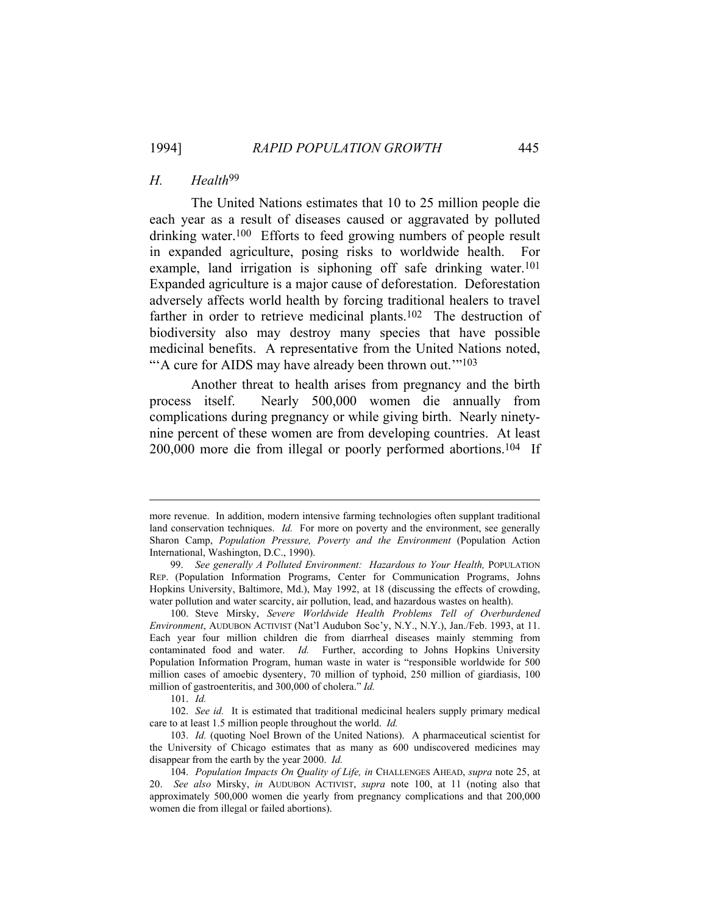### *H. Health*[99]

The United Nations estimates that 10 to 25 million people die each year as a result of diseases caused or aggravated by polluted drinking water.[100] Efforts to feed growing numbers of people result in expanded agriculture, posing risks to worldwide health. For example, land irrigation is siphoning off safe drinking water.[101] Expanded agriculture is a major cause of deforestation. Deforestation adversely affects world health by forcing traditional healers to travel farther in order to retrieve medicinal plants.[102] The destruction of biodiversity also may destroy many species that have possible medicinal benefits. A representative from the United Nations noted, "'A cure for AIDS may have already been thrown out.'"[103]

Another threat to health arises from pregnancy and the birth process itself. Nearly 500,000 women die annually from complications during pregnancy or while giving birth. Nearly ninety-nine percent of these women are from developing countries. At least 200,000 more die from illegal or poorly performed abortions.[104] If

---

more revenue. In addition, modern intensive farming technologies often supplant traditional land conservation techniques. *Id.* For more on poverty and the environment, see generally Sharon Camp, *Population Pressure, Poverty and the Environment* (Population Action International, Washington, D.C., 1990).

99. *See generally A Polluted Environment: Hazardous to Your Health,* POPULATION REP. (Population Information Programs, Center for Communication Programs, Johns Hopkins University, Baltimore, Md.), May 1992, at 18 (discussing the effects of crowding, water pollution and water scarcity, air pollution, lead, and hazardous wastes on health).

100. Steve Mirsky, *Severe Worldwide Health Problems Tell of Overburdened Environment*, AUDUBON ACTIVIST (Nat'l Audubon Soc'y, N.Y., N.Y.), Jan./Feb. 1993, at 11. Each year four million children die from diarrheal diseases mainly stemming from contaminated food and water. *Id.* Further, according to Johns Hopkins University Population Information Program, human waste in water is "responsible worldwide for 500 million cases of amoebic dysentery, 70 million of typhoid, 250 million of giardiasis, 100 million of gastroenteritis, and 300,000 of cholera." *Id.*

101. *Id.*

102. *See id.* It is estimated that traditional medicinal healers supply primary medical care to at least 1.5 million people throughout the world. *Id.*

103. *Id.* (quoting Noel Brown of the United Nations). A pharmaceutical scientist for the University of Chicago estimates that as many as 600 undiscovered medicines may disappear from the earth by the year 2000. *Id.*

104. *Population Impacts On Quality of Life, in* CHALLENGES AHEAD, *supra* note 25, at 20. *See also* Mirsky, *in* AUDUBON ACTIVIST, *supra* note 100, at 11 (noting also that approximately 500,000 women die yearly from pregnancy complications and that 200,000 women die from illegal or failed abortions).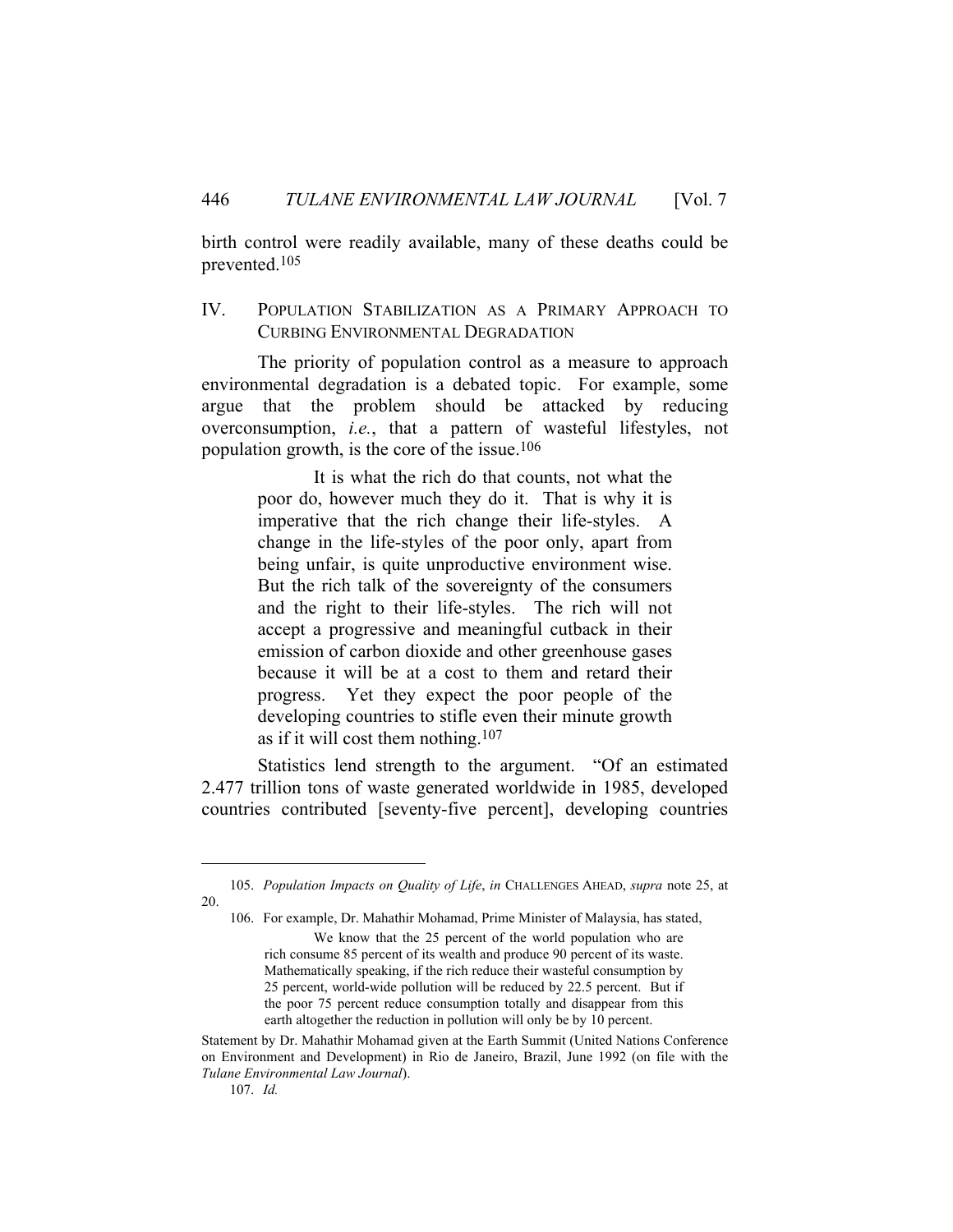birth control were readily available, many of these deaths could be prevented.[105]

## IV. Population Stabilization as a Primary Approach to Curbing Environmental Degradation

The priority of population control as a measure to approach environmental degradation is a debated topic. For example, some argue that the problem should be attacked by reducing overconsumption, *i.e.*, that a pattern of wasteful lifestyles, not population growth, is the core of the issue.[106]

> It is what the rich do that counts, not what the poor do, however much they do it. That is why it is imperative that the rich change their life-styles. A change in the life-styles of the poor only, apart from being unfair, is quite unproductive environment wise. But the rich talk of the sovereignty of the consumers and the right to their life-styles. The rich will not accept a progressive and meaningful cutback in their emission of carbon dioxide and other greenhouse gases because it will be at a cost to them and retard their progress. Yet they expect the poor people of the developing countries to stifle even their minute growth as if it will cost them nothing.[107]

Statistics lend strength to the argument. "Of an estimated 2.477 trillion tons of waste generated worldwide in 1985, developed countries contributed [seventy-five percent], developing countries

---

105. *Population Impacts on Quality of Life*, *in* CHALLENGES AHEAD, *supra* note 25, at 20.

106. For example, Dr. Mahathir Mohamad, Prime Minister of Malaysia, has stated,

> We know that the 25 percent of the world population who are rich consume 85 percent of its wealth and produce 90 percent of its waste. Mathematically speaking, if the rich reduce their wasteful consumption by 25 percent, world-wide pollution will be reduced by 22.5 percent. But if the poor 75 percent reduce consumption totally and disappear from this earth altogether the reduction in pollution will only be by 10 percent.

Statement by Dr. Mahathir Mohamad given at the Earth Summit (United Nations Conference on Environment and Development) in Rio de Janeiro, Brazil, June 1992 (on file with the *Tulane Environmental Law Journal*).

107. *Id.*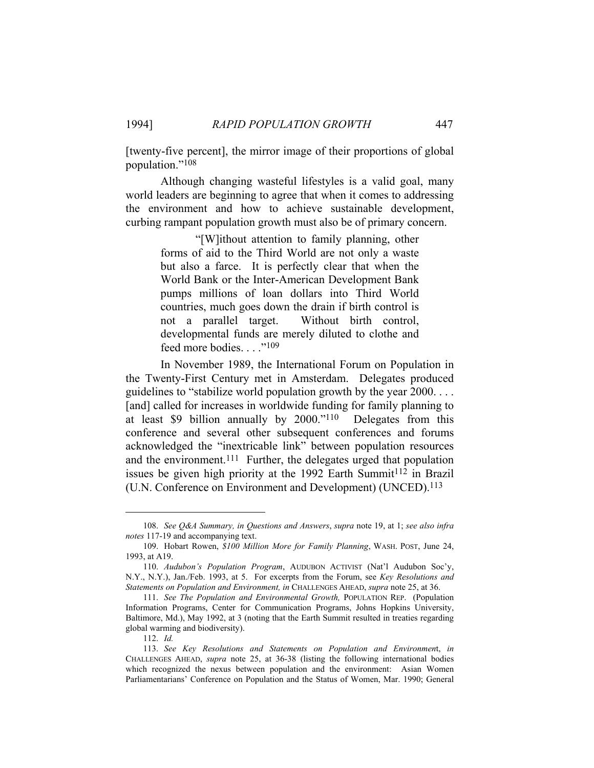[twenty-five percent], the mirror image of their proportions of global population."[108]

Although changing wasteful lifestyles is a valid goal, many world leaders are beginning to agree that when it comes to addressing the environment and how to achieve sustainable development, curbing rampant population growth must also be of primary concern.

> "[W]ithout attention to family planning, other forms of aid to the Third World are not only a waste but also a farce. It is perfectly clear that when the World Bank or the Inter-American Development Bank pumps millions of loan dollars into Third World countries, much goes down the drain if birth control is not a parallel target. Without birth control, developmental funds are merely diluted to clothe and feed more bodies. . . ."[109]

In November 1989, the International Forum on Population in the Twenty-First Century met in Amsterdam. Delegates produced guidelines to "stabilize world population growth by the year 2000. . . . [and] called for increases in worldwide funding for family planning to at least $9 billion annually by 2000."[110] Delegates from this conference and several other subsequent conferences and forums acknowledged the "inextricable link" between population resources and the environment.[111] Further, the delegates urged that population issues be given high priority at the 1992 Earth Summit[112] in Brazil (U.N. Conference on Environment and Development) (UNCED).[113]

---

108. *See Q&A Summary, in Questions and Answers*, *supra* note 19, at 1; *see also infra notes* 117-19 and accompanying text.

109. Hobart Rowen, *$100 Million More for Family Planning*, WASH. POST, June 24, 1993, at A19.

110. *Audubon's Population Program*, AUDUBON ACTIVIST (Nat'l Audubon Soc'y, N.Y., N.Y.), Jan./Feb. 1993, at 5. For excerpts from the Forum, see *Key Resolutions and Statements on Population and Environment, in* CHALLENGES AHEAD, *supra* note 25, at 36.

111. *See The Population and Environmental Growth,* POPULATION REP. (Population Information Programs, Center for Communication Programs, Johns Hopkins University, Baltimore, Md.), May 1992, at 3 (noting that the Earth Summit resulted in treaties regarding global warming and biodiversity).

112. *Id.*

113. *See Key Resolutions and Statements on Population and Environment*, *in* CHALLENGES AHEAD, *supra* note 25, at 36-38 (listing the following international bodies which recognized the nexus between population and the environment: Asian Women Parliamentarians' Conference on Population and the Status of Women, Mar. 1990; General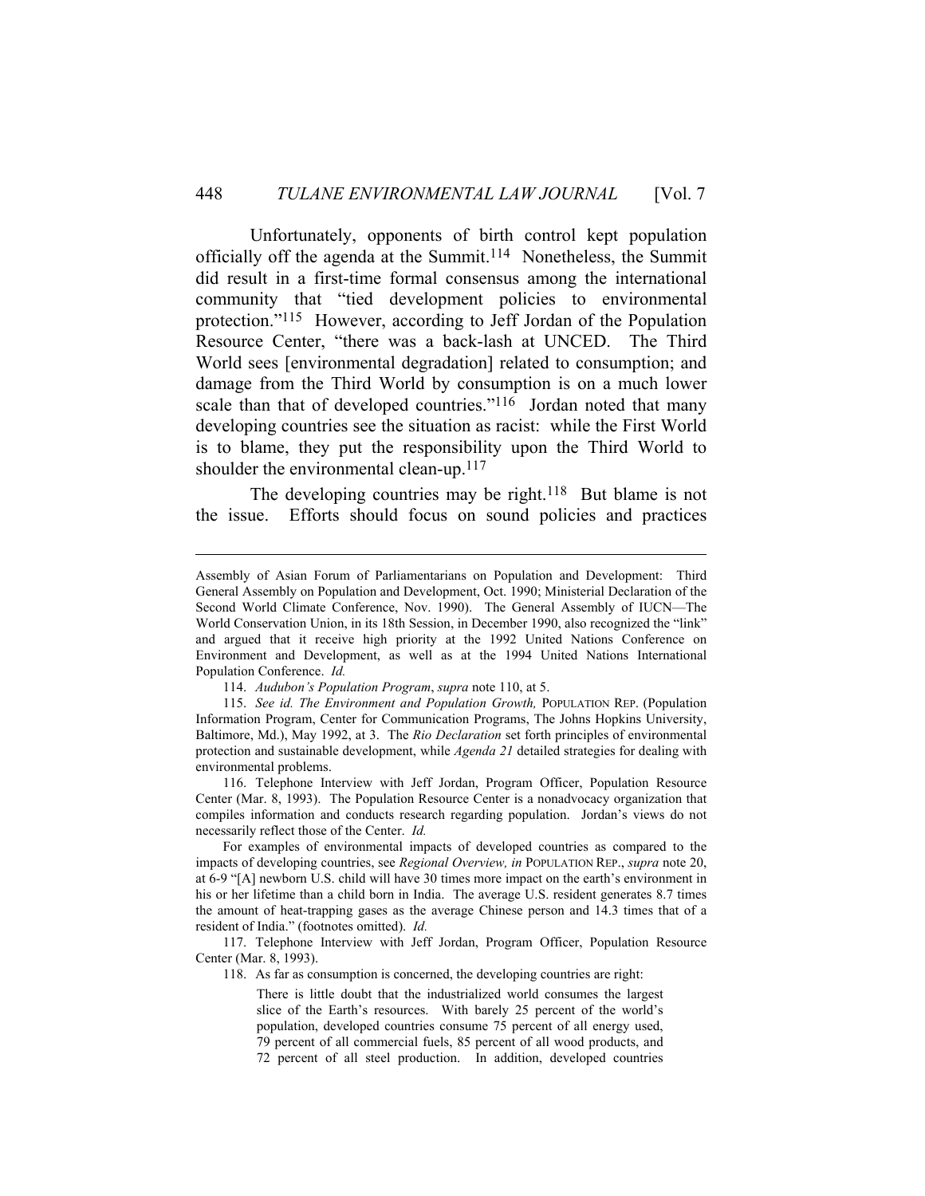Unfortunately, opponents of birth control kept population officially off the agenda at the Summit.[114] Nonetheless, the Summit did result in a first-time formal consensus among the international community that "tied development policies to environmental protection."[115] However, according to Jeff Jordan of the Population Resource Center, "there was a back-lash at UNCED. The Third World sees [environmental degradation] related to consumption; and damage from the Third World by consumption is on a much lower scale than that of developed countries."[116] Jordan noted that many developing countries see the situation as racist: while the First World is to blame, they put the responsibility upon the Third World to shoulder the environmental clean-up.[117]

The developing countries may be right.[118] But blame is not the issue. Efforts should focus on sound policies and practices

---

Assembly of Asian Forum of Parliamentarians on Population and Development: Third General Assembly on Population and Development, Oct. 1990; Ministerial Declaration of the Second World Climate Conference, Nov. 1990). The General Assembly of IUCN—The World Conservation Union, in its 18th Session, in December 1990, also recognized the "link" and argued that it receive high priority at the 1992 United Nations Conference on Environment and Development, as well as at the 1994 United Nations International Population Conference. *Id.*

114. *Audubon's Population Program*, *supra* note 110, at 5.

115. *See id. The Environment and Population Growth,* POPULATION REP. (Population Information Program, Center for Communication Programs, The Johns Hopkins University, Baltimore, Md.), May 1992, at 3. The *Rio Declaration* set forth principles of environmental protection and sustainable development, while *Agenda 21* detailed strategies for dealing with environmental problems.

116. Telephone Interview with Jeff Jordan, Program Officer, Population Resource Center (Mar. 8, 1993). The Population Resource Center is a nonadvocacy organization that compiles information and conducts research regarding population. Jordan's views do not necessarily reflect those of the Center. *Id.*

For examples of environmental impacts of developed countries as compared to the impacts of developing countries, see *Regional Overview, in* POPULATION REP., *supra* note 20, at 6-9 "[A] newborn U.S. child will have 30 times more impact on the earth's environment in his or her lifetime than a child born in India. The average U.S. resident generates 8.7 times the amount of heat-trapping gases as the average Chinese person and 14.3 times that of a resident of India." (footnotes omitted). *Id.*

117. Telephone Interview with Jeff Jordan, Program Officer, Population Resource Center (Mar. 8, 1993).

118. As far as consumption is concerned, the developing countries are right:

> There is little doubt that the industrialized world consumes the largest slice of the Earth's resources. With barely 25 percent of the world's population, developed countries consume 75 percent of all energy used, 79 percent of all commercial fuels, 85 percent of all wood products, and 72 percent of all steel production. In addition, developed countries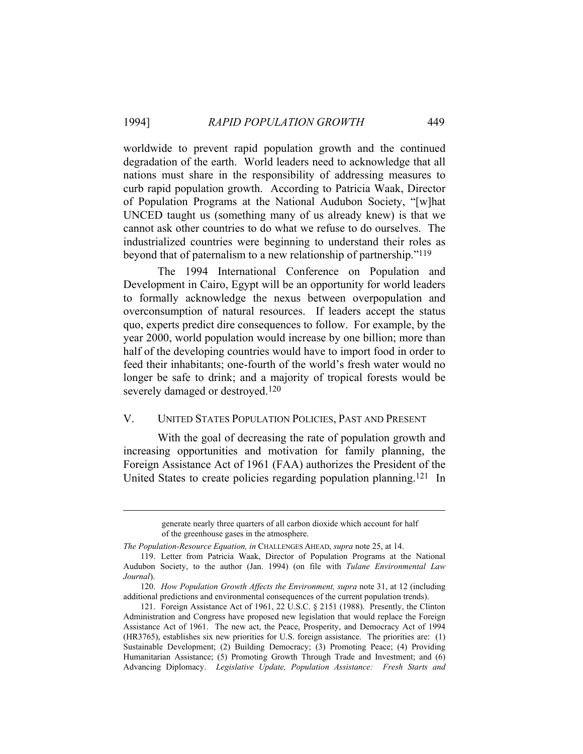worldwide to prevent rapid population growth and the continued degradation of the earth. World leaders need to acknowledge that all nations must share in the responsibility of addressing measures to curb rapid population growth. According to Patricia Waak, Director of Population Programs at the National Audubon Society, "[w]hat UNCED taught us (something many of us already knew) is that we cannot ask other countries to do what we refuse to do ourselves. The industrialized countries were beginning to understand their roles as beyond that of paternalism to a new relationship of partnership."[119]

The 1994 International Conference on Population and Development in Cairo, Egypt will be an opportunity for world leaders to formally acknowledge the nexus between overpopulation and overconsumption of natural resources. If leaders accept the status quo, experts predict dire consequences to follow. For example, by the year 2000, world population would increase by one billion; more than half of the developing countries would have to import food in order to feed their inhabitants; one-fourth of the world's fresh water would no longer be safe to drink; and a majority of tropical forests would be severely damaged or destroyed.[120]

## V. UNITED STATES POPULATION POLICIES, PAST AND PRESENT

With the goal of decreasing the rate of population growth and increasing opportunities and motivation for family planning, the Foreign Assistance Act of 1961 (FAA) authorizes the President of the United States to create policies regarding population planning.[121] In

---

> generate nearly three quarters of all carbon dioxide which account for half of the greenhouse gases in the atmosphere.

*The Population-Resource Equation, in* CHALLENGES AHEAD, *supra* note 25, at 14.

119. Letter from Patricia Waak, Director of Population Programs at the National Audubon Society, to the author (Jan. 1994) (on file with *Tulane Environmental Law Journal*).

120. *How Population Growth Affects the Environment, supra* note 31, at 12 (including additional predictions and environmental consequences of the current population trends).

121. Foreign Assistance Act of 1961, 22 U.S.C. § 2151 (1988). Presently, the Clinton Administration and Congress have proposed new legislation that would replace the Foreign Assistance Act of 1961. The new act, the Peace, Prosperity, and Democracy Act of 1994 (HR3765), establishes six new priorities for U.S. foreign assistance. The priorities are: (1) Sustainable Development; (2) Building Democracy; (3) Promoting Peace; (4) Providing Humanitarian Assistance; (5) Promoting Growth Through Trade and Investment; and (6) Advancing Diplomacy. *Legislative Update, Population Assistance: Fresh Starts and*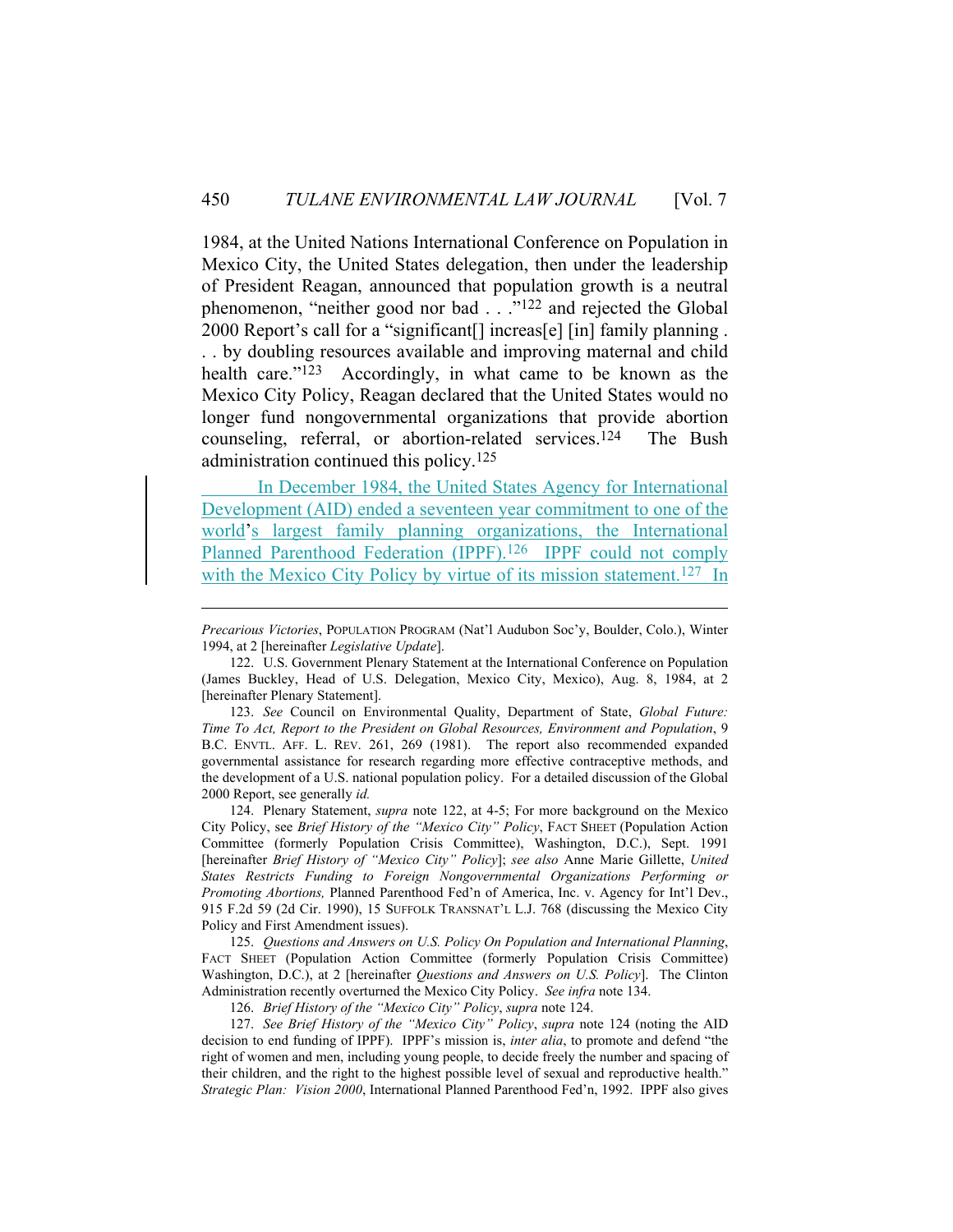1984, at the United Nations International Conference on Population in Mexico City, the United States delegation, then under the leadership of President Reagan, announced that population growth is a neutral phenomenon, "neither good nor bad . . ."[122] and rejected the Global 2000 Report's call for a "significant[] increas[e] [in] family planning . . . by doubling resources available and improving maternal and child health care."[123] Accordingly, in what came to be known as the Mexico City Policy, Reagan declared that the United States would no longer fund nongovernmental organizations that provide abortion counseling, referral, or abortion-related services.[124] The Bush administration continued this policy.[125]

In December 1984, the United States Agency for International Development (AID) ended a seventeen year commitment to one of the world's largest family planning organizations, the International Planned Parenthood Federation (IPPF).[126] IPPF could not comply with the Mexico City Policy by virtue of its mission statement.[127] In

---

*Precarious Victories*, POPULATION PROGRAM (Nat'l Audubon Soc'y, Boulder, Colo.), Winter 1994, at 2 [hereinafter *Legislative Update*].

122. U.S. Government Plenary Statement at the International Conference on Population (James Buckley, Head of U.S. Delegation, Mexico City, Mexico), Aug. 8, 1984, at 2 [hereinafter Plenary Statement].

123. *See* Council on Environmental Quality, Department of State, *Global Future: Time To Act, Report to the President on Global Resources, Environment and Population*, 9 B.C. ENVTL. AFF. L. REV. 261, 269 (1981). The report also recommended expanded governmental assistance for research regarding more effective contraceptive methods, and the development of a U.S. national population policy. For a detailed discussion of the Global 2000 Report, see generally *id.*

124. Plenary Statement, *supra* note 122, at 4-5; For more background on the Mexico City Policy, see *Brief History of the "Mexico City" Policy*, FACT SHEET (Population Action Committee (formerly Population Crisis Committee), Washington, D.C.), Sept. 1991 [hereinafter *Brief History of "Mexico City" Policy*]; *see also* Anne Marie Gillette, *United States Restricts Funding to Foreign Nongovernmental Organizations Performing or Promoting Abortions,* Planned Parenthood Fed'n of America, Inc. v. Agency for Int'l Dev., 915 F.2d 59 (2d Cir. 1990), 15 SUFFOLK TRANSNAT'L L.J. 768 (discussing the Mexico City Policy and First Amendment issues).

125. *Questions and Answers on U.S. Policy On Population and International Planning*, FACT SHEET (Population Action Committee (formerly Population Crisis Committee) Washington, D.C.), at 2 [hereinafter *Questions and Answers on U.S. Policy*]. The Clinton Administration recently overturned the Mexico City Policy. *See infra* note 134.

126. *Brief History of the "Mexico City" Policy*, *supra* note 124.

127. *See Brief History of the "Mexico City" Policy*, *supra* note 124 (noting the AID decision to end funding of IPPF). IPPF's mission is, *inter alia*, to promote and defend "the right of women and men, including young people, to decide freely the number and spacing of their children, and the right to the highest possible level of sexual and reproductive health." *Strategic Plan: Vision 2000*, International Planned Parenthood Fed'n, 1992. IPPF also gives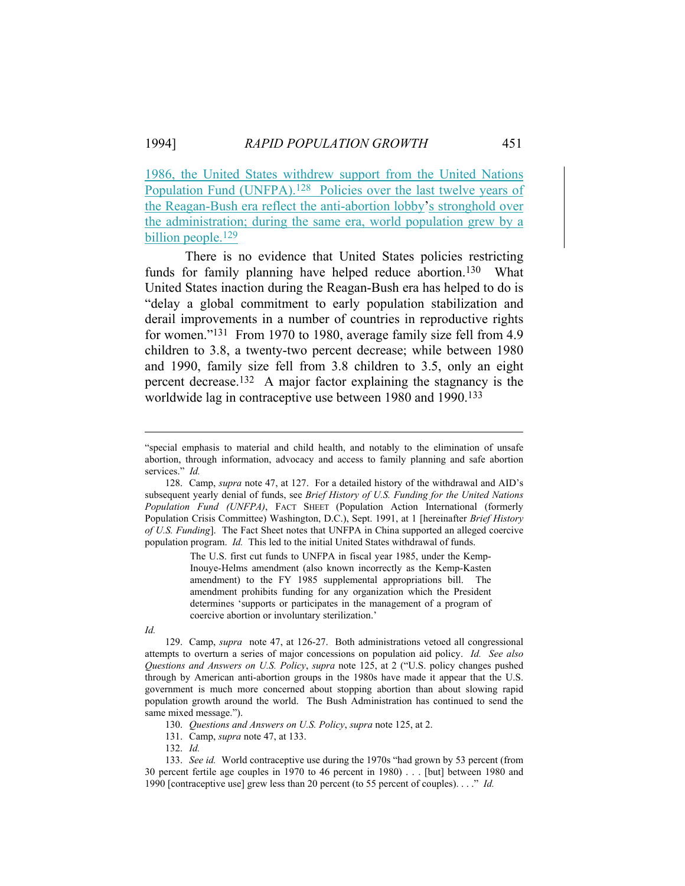1986, the United States withdrew support from the United Nations Population Fund (UNFPA).[128] Policies over the last twelve years of the Reagan-Bush era reflect the anti-abortion lobby's stronghold over the administration; during the same era, world population grew by a billion people.[129]

There is no evidence that United States policies restricting funds for family planning have helped reduce abortion.[130] What United States inaction during the Reagan-Bush era has helped to do is "delay a global commitment to early population stabilization and derail improvements in a number of countries in reproductive rights for women."[131] From 1970 to 1980, average family size fell from 4.9 children to 3.8, a twenty-two percent decrease; while between 1980 and 1990, family size fell from 3.8 children to 3.5, only an eight percent decrease.[132] A major factor explaining the stagnancy is the worldwide lag in contraceptive use between 1980 and 1990.[133]

---

"special emphasis to material and child health, and notably to the elimination of unsafe abortion, through information, advocacy and access to family planning and safe abortion services." *Id.*

128. Camp, *supra* note 47, at 127. For a detailed history of the withdrawal and AID's subsequent yearly denial of funds, see *Brief History of U.S. Funding for the United Nations Population Fund (UNFPA)*, FACT SHEET (Population Action International (formerly Population Crisis Committee) Washington, D.C.), Sept. 1991, at 1 [hereinafter *Brief History of U.S. Funding*]. The Fact Sheet notes that UNFPA in China supported an alleged coercive population program. *Id.* This led to the initial United States withdrawal of funds.

> The U.S. first cut funds to UNFPA in fiscal year 1985, under the Kemp-Inouye-Helms amendment (also known incorrectly as the Kemp-Kasten amendment) to the FY 1985 supplemental appropriations bill. The amendment prohibits funding for any organization which the President determines 'supports or participates in the management of a program of coercive abortion or involuntary sterilization.'

*Id.*

129. Camp, *supra* note 47, at 126-27. Both administrations vetoed all congressional attempts to overturn a series of major concessions on population aid policy. *Id. See also Questions and Answers on U.S. Policy*, *supra* note 125, at 2 ("U.S. policy changes pushed through by American anti-abortion groups in the 1980s have made it appear that the U.S. government is much more concerned about stopping abortion than about slowing rapid population growth around the world. The Bush Administration has continued to send the same mixed message.").

130. *Questions and Answers on U.S. Policy*, *supra* note 125, at 2.

131. Camp, *supra* note 47, at 133.

132. *Id.*

133. *See id.* World contraceptive use during the 1970s "had grown by 53 percent (from 30 percent fertile age couples in 1970 to 46 percent in 1980) . . . [but] between 1980 and 1990 [contraceptive use] grew less than 20 percent (to 55 percent of couples). . . ." *Id.*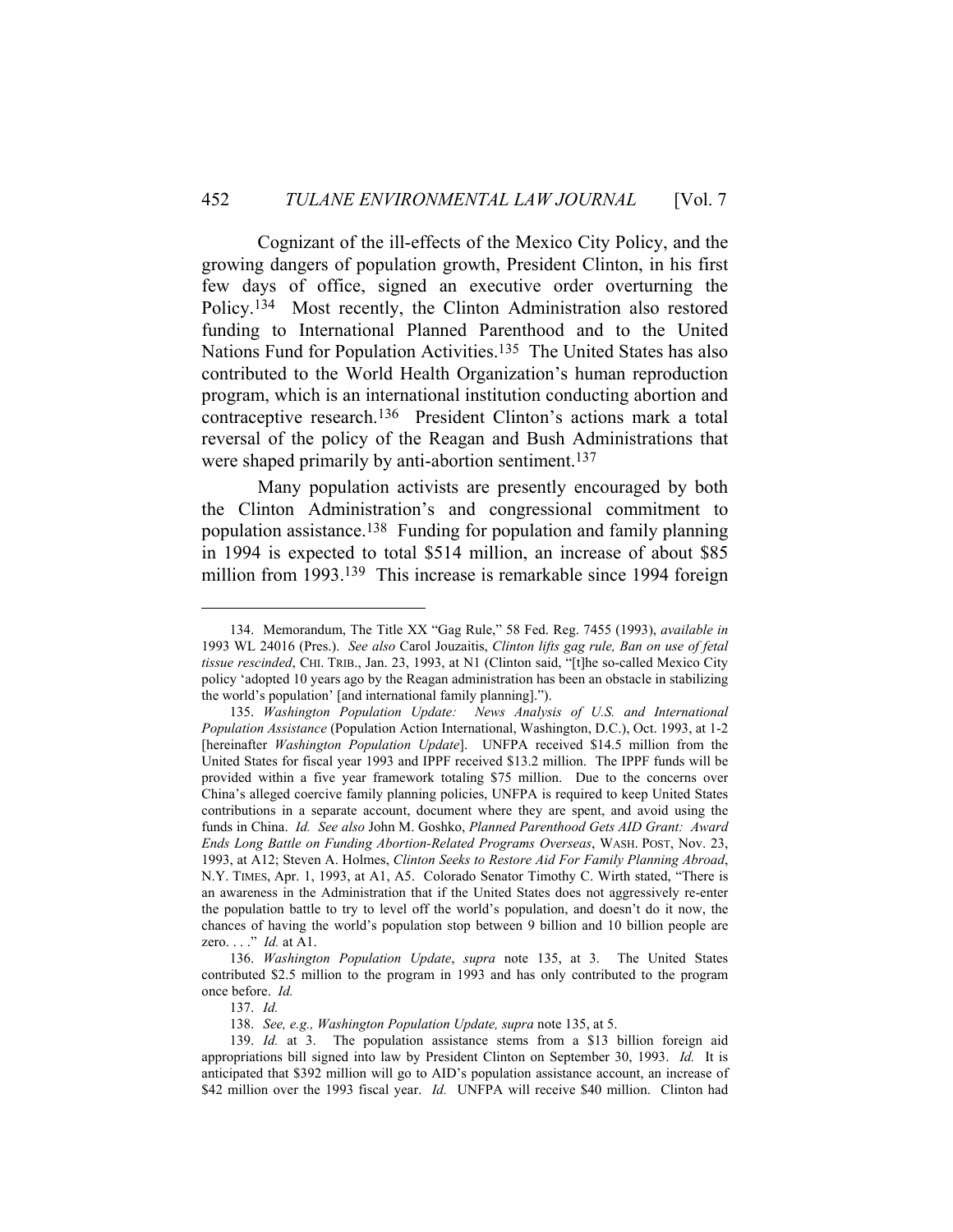Cognizant of the ill-effects of the Mexico City Policy, and the growing dangers of population growth, President Clinton, in his first few days of office, signed an executive order overturning the Policy.[134] Most recently, the Clinton Administration also restored funding to International Planned Parenthood and to the United Nations Fund for Population Activities.[135] The United States has also contributed to the World Health Organization's human reproduction program, which is an international institution conducting abortion and contraceptive research.[136] President Clinton's actions mark a total reversal of the policy of the Reagan and Bush Administrations that were shaped primarily by anti-abortion sentiment.[137]

Many population activists are presently encouraged by both the Clinton Administration's and congressional commitment to population assistance.[138] Funding for population and family planning in 1994 is expected to total $514 million, an increase of about $85 million from 1993.[139] This increase is remarkable since 1994 foreign

---

134. Memorandum, The Title XX "Gag Rule," 58 Fed. Reg. 7455 (1993), *available in* 1993 WL 24016 (Pres.). *See also* Carol Jouzaitis, *Clinton lifts gag rule, Ban on use of fetal tissue rescinded*, CHI. TRIB., Jan. 23, 1993, at N1 (Clinton said, "[t]he so-called Mexico City policy 'adopted 10 years ago by the Reagan administration has been an obstacle in stabilizing the world's population' [and international family planning].").

135. *Washington Population Update: News Analysis of U.S. and International Population Assistance* (Population Action International, Washington, D.C.), Oct. 1993, at 1-2 [hereinafter *Washington Population Update*]. UNFPA received $14.5 million from the United States for fiscal year 1993 and IPPF received $13.2 million. The IPPF funds will be provided within a five year framework totaling $75 million. Due to the concerns over China's alleged coercive family planning policies, UNFPA is required to keep United States contributions in a separate account, document where they are spent, and avoid using the funds in China. *Id. See also* John M. Goshko, *Planned Parenthood Gets AID Grant: Award Ends Long Battle on Funding Abortion-Related Programs Overseas*, WASH. POST, Nov. 23, 1993, at A12; Steven A. Holmes, *Clinton Seeks to Restore Aid For Family Planning Abroad*, N.Y. TIMES, Apr. 1, 1993, at A1, A5. Colorado Senator Timothy C. Wirth stated, "There is an awareness in the Administration that if the United States does not aggressively re-enter the population battle to try to level off the world's population, and doesn't do it now, the chances of having the world's population stop between 9 billion and 10 billion people are zero. . . ." *Id.* at A1.

136. *Washington Population Update*, *supra* note 135, at 3. The United States contributed $2.5 million to the program in 1993 and has only contributed to the program once before. *Id.*

137. *Id.*

138. *See, e.g., Washington Population Update, supra* note 135, at 5.

139. *Id.* at 3. The population assistance stems from a $13 billion foreign aid appropriations bill signed into law by President Clinton on September 30, 1993. *Id.* It is anticipated that $392 million will go to AID's population assistance account, an increase of $42 million over the 1993 fiscal year. *Id.* UNFPA will receive $40 million. Clinton had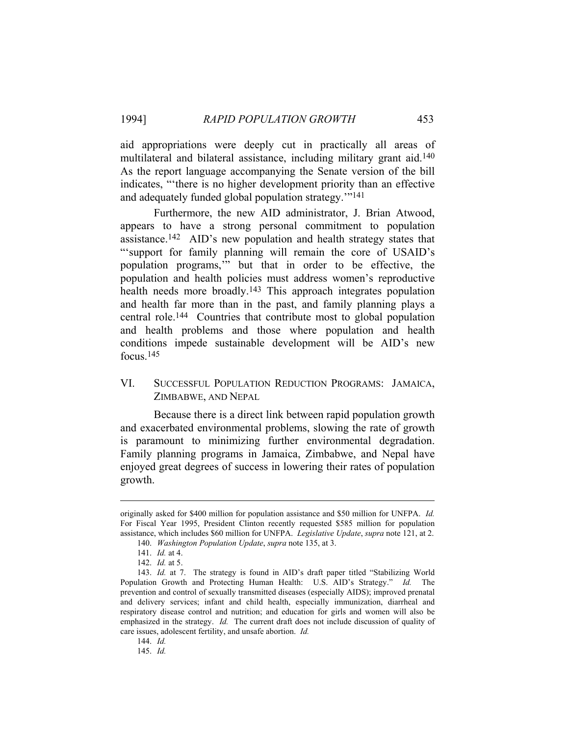aid appropriations were deeply cut in practically all areas of multilateral and bilateral assistance, including military grant aid.[140] As the report language accompanying the Senate version of the bill indicates, "'there is no higher development priority than an effective and adequately funded global population strategy.'"[141]

Furthermore, the new AID administrator, J. Brian Atwood, appears to have a strong personal commitment to population assistance.[142] AID's new population and health strategy states that "'support for family planning will remain the core of USAID's population programs,'" but that in order to be effective, the population and health policies must address women's reproductive health needs more broadly.[143] This approach integrates population and health far more than in the past, and family planning plays a central role.[144] Countries that contribute most to global population and health problems and those where population and health conditions impede sustainable development will be AID's new focus.[145]

## VI. Successful Population Reduction Programs: Jamaica, Zimbabwe, and Nepal

Because there is a direct link between rapid population growth and exacerbated environmental problems, slowing the rate of growth is paramount to minimizing further environmental degradation. Family planning programs in Jamaica, Zimbabwe, and Nepal have enjoyed great degrees of success in lowering their rates of population growth.

---

originally asked for $400 million for population assistance and $50 million for UNFPA. *Id.* For Fiscal Year 1995, President Clinton recently requested $585 million for population assistance, which includes $60 million for UNFPA. *Legislative Update*, *supra* note 121, at 2.

140. *Washington Population Update*, *supra* note 135, at 3.

141. *Id.* at 4.

142. *Id.* at 5.

143. *Id.* at 7. The strategy is found in AID's draft paper titled "Stabilizing World Population Growth and Protecting Human Health: U.S. AID's Strategy." *Id.* The prevention and control of sexually transmitted diseases (especially AIDS); improved prenatal and delivery services; infant and child health, especially immunization, diarrheal and respiratory disease control and nutrition; and education for girls and women will also be emphasized in the strategy. *Id.* The current draft does not include discussion of quality of care issues, adolescent fertility, and unsafe abortion. *Id.*

144. *Id.*

145. *Id.*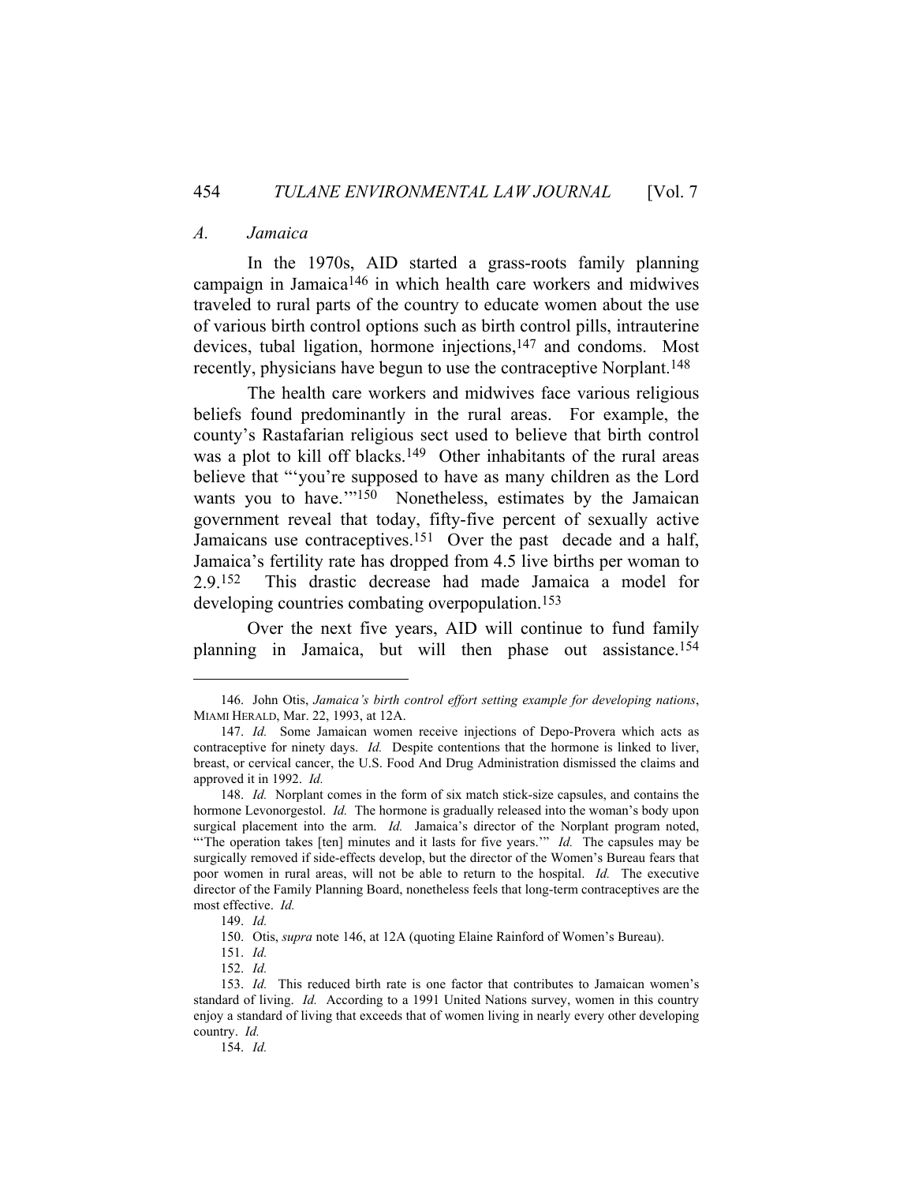### *A. Jamaica*

In the 1970s, AID started a grass-roots family planning campaign in Jamaica[146] in which health care workers and midwives traveled to rural parts of the country to educate women about the use of various birth control options such as birth control pills, intrauterine devices, tubal ligation, hormone injections,[147] and condoms. Most recently, physicians have begun to use the contraceptive Norplant.[148]

The health care workers and midwives face various religious beliefs found predominantly in the rural areas. For example, the county's Rastafarian religious sect used to believe that birth control was a plot to kill off blacks.[149] Other inhabitants of the rural areas believe that "'you're supposed to have as many children as the Lord wants you to have.'"[150] Nonetheless, estimates by the Jamaican government reveal that today, fifty-five percent of sexually active Jamaicans use contraceptives.[151] Over the past decade and a half, Jamaica's fertility rate has dropped from 4.5 live births per woman to 2.9.[152] This drastic decrease had made Jamaica a model for developing countries combating overpopulation.[153]

Over the next five years, AID will continue to fund family planning in Jamaica, but will then phase out assistance.[154]

---

146. John Otis, *Jamaica's birth control effort setting example for developing nations*, MIAMI HERALD, Mar. 22, 1993, at 12A.

147. *Id.* Some Jamaican women receive injections of Depo-Provera which acts as contraceptive for ninety days. *Id.* Despite contentions that the hormone is linked to liver, breast, or cervical cancer, the U.S. Food And Drug Administration dismissed the claims and approved it in 1992. *Id.*

148. *Id.* Norplant comes in the form of six match stick-size capsules, and contains the hormone Levonorgestol. *Id.* The hormone is gradually released into the woman's body upon surgical placement into the arm. *Id.* Jamaica's director of the Norplant program noted, "'The operation takes [ten] minutes and it lasts for five years.'" *Id.* The capsules may be surgically removed if side-effects develop, but the director of the Women's Bureau fears that poor women in rural areas, will not be able to return to the hospital. *Id.* The executive director of the Family Planning Board, nonetheless feels that long-term contraceptives are the most effective. *Id.*

149. *Id.*

150. Otis, *supra* note 146, at 12A (quoting Elaine Rainford of Women's Bureau).

151. *Id.*

152. *Id.*

153. *Id.* This reduced birth rate is one factor that contributes to Jamaican women's standard of living. *Id.* According to a 1991 United Nations survey, women in this country enjoy a standard of living that exceeds that of women living in nearly every other developing country. *Id.*

154. *Id.*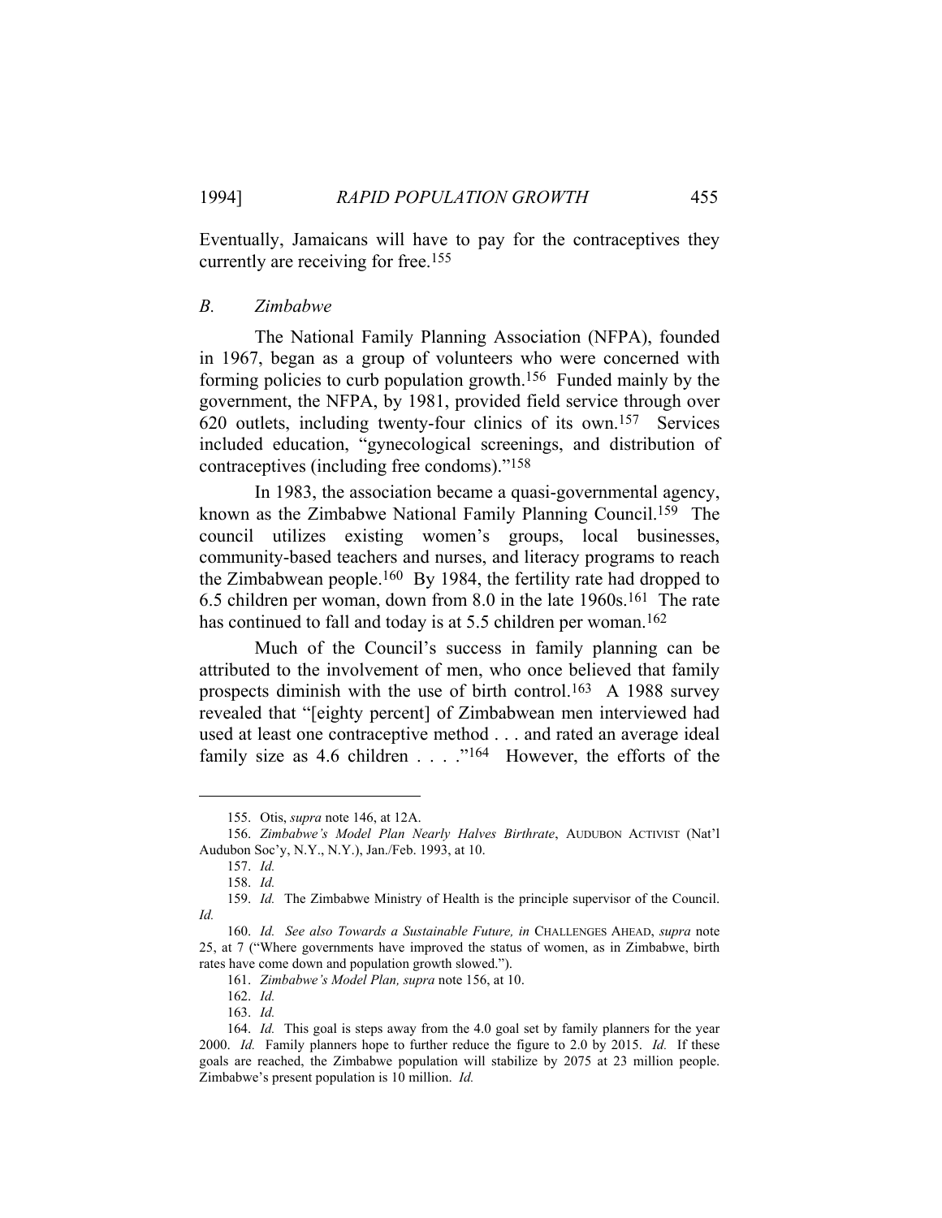Eventually, Jamaicans will have to pay for the contraceptives they currently are receiving for free.[155]

### *B. Zimbabwe*

The National Family Planning Association (NFPA), founded in 1967, began as a group of volunteers who were concerned with forming policies to curb population growth.[156] Funded mainly by the government, the NFPA, by 1981, provided field service through over 620 outlets, including twenty-four clinics of its own.[157] Services included education, "gynecological screenings, and distribution of contraceptives (including free condoms)."[158]

In 1983, the association became a quasi-governmental agency, known as the Zimbabwe National Family Planning Council.[159] The council utilizes existing women's groups, local businesses, community-based teachers and nurses, and literacy programs to reach the Zimbabwean people.[160] By 1984, the fertility rate had dropped to 6.5 children per woman, down from 8.0 in the late 1960s.[161] The rate has continued to fall and today is at 5.5 children per woman.[162]

Much of the Council's success in family planning can be attributed to the involvement of men, who once believed that family prospects diminish with the use of birth control.[163] A 1988 survey revealed that "[eighty percent] of Zimbabwean men interviewed had used at least one contraceptive method . . . and rated an average ideal family size as 4.6 children . . . ."[164] However, the efforts of the

---

155. Otis, *supra* note 146, at 12A.

156. *Zimbabwe's Model Plan Nearly Halves Birthrate*, AUDUBON ACTIVIST (Nat'l Audubon Soc'y, N.Y., N.Y.), Jan./Feb. 1993, at 10.

157. *Id.*

158. *Id.*

159. *Id.* The Zimbabwe Ministry of Health is the principle supervisor of the Council. *Id.*

160. *Id. See also Towards a Sustainable Future, in* CHALLENGES AHEAD, *supra* note 25, at 7 ("Where governments have improved the status of women, as in Zimbabwe, birth rates have come down and population growth slowed.").

161. *Zimbabwe's Model Plan, supra* note 156, at 10.

162. *Id.*

163. *Id.*

164. *Id.* This goal is steps away from the 4.0 goal set by family planners for the year 2000. *Id.* Family planners hope to further reduce the figure to 2.0 by 2015. *Id.* If these goals are reached, the Zimbabwe population will stabilize by 2075 at 23 million people. Zimbabwe's present population is 10 million. *Id.*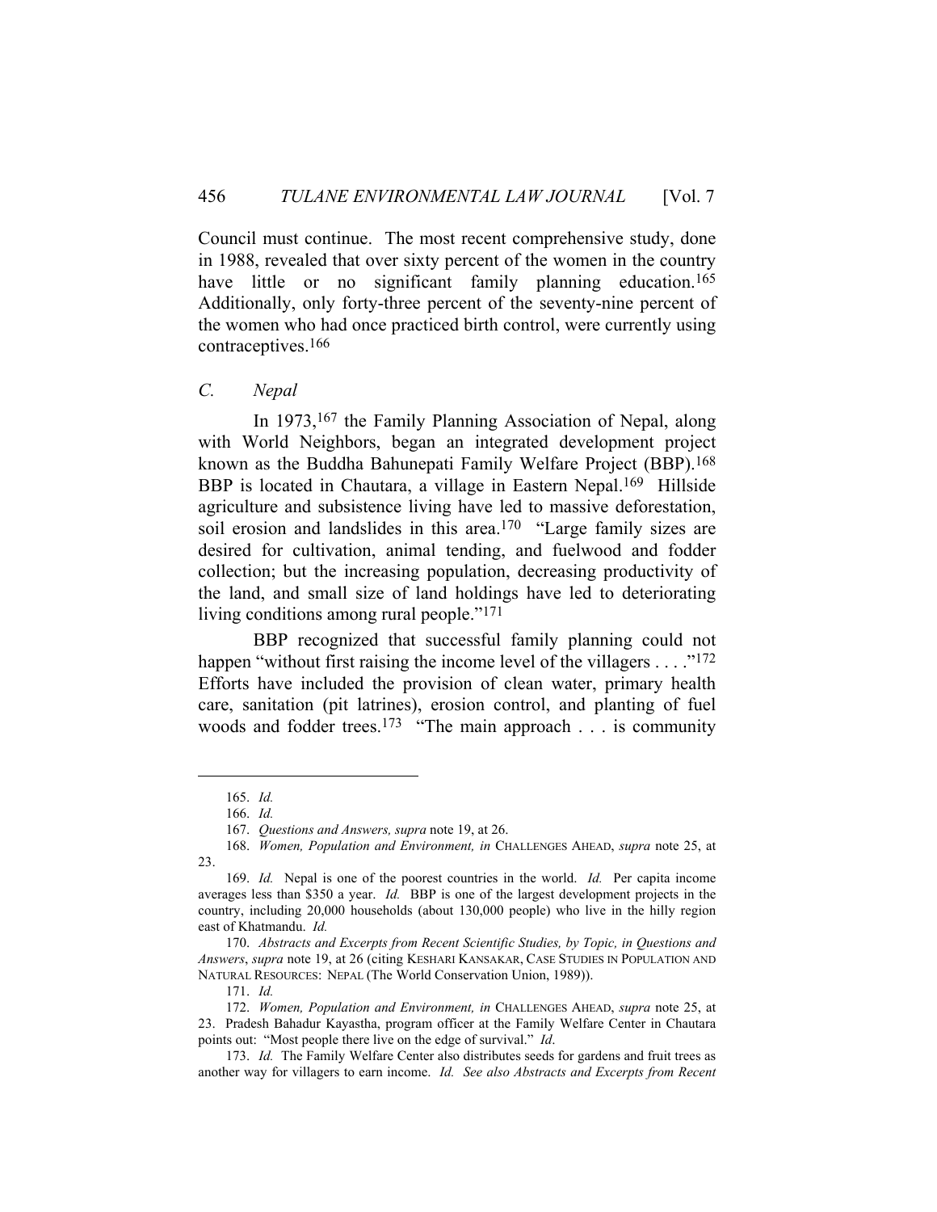Council must continue. The most recent comprehensive study, done in 1988, revealed that over sixty percent of the women in the country have little or no significant family planning education.[165] Additionally, only forty-three percent of the seventy-nine percent of the women who had once practiced birth control, were currently using contraceptives.[166]

### *C. Nepal*

In 1973,[167] the Family Planning Association of Nepal, along with World Neighbors, began an integrated development project known as the Buddha Bahunepati Family Welfare Project (BBP).[168] BBP is located in Chautara, a village in Eastern Nepal.[169] Hillside agriculture and subsistence living have led to massive deforestation, soil erosion and landslides in this area.[170] "Large family sizes are desired for cultivation, animal tending, and fuelwood and fodder collection; but the increasing population, decreasing productivity of the land, and small size of land holdings have led to deteriorating living conditions among rural people."[171]

BBP recognized that successful family planning could not happen "without first raising the income level of the villagers . . . ."[172] Efforts have included the provision of clean water, primary health care, sanitation (pit latrines), erosion control, and planting of fuel woods and fodder trees.[173] "The main approach . . . is community

---

165. *Id.*

166. *Id.*

167. *Questions and Answers, supra* note 19, at 26.

168. *Women, Population and Environment, in* CHALLENGES AHEAD, *supra* note 25, at 23.

169. *Id.* Nepal is one of the poorest countries in the world. *Id.* Per capita income averages less than $350 a year. *Id.* BBP is one of the largest development projects in the country, including 20,000 households (about 130,000 people) who live in the hilly region east of Khatmandu. *Id.*

170. *Abstracts and Excerpts from Recent Scientific Studies, by Topic, in Questions and Answers*, *supra* note 19, at 26 (citing KESHARI KANSAKAR, CASE STUDIES IN POPULATION AND NATURAL RESOURCES: NEPAL (The World Conservation Union, 1989)).

171. *Id.*

172. *Women, Population and Environment, in* CHALLENGES AHEAD, *supra* note 25, at 23. Pradesh Bahadur Kayastha, program officer at the Family Welfare Center in Chautara points out: "Most people there live on the edge of survival." *Id*.

173. *Id.* The Family Welfare Center also distributes seeds for gardens and fruit trees as another way for villagers to earn income. *Id. See also Abstracts and Excerpts from Recent*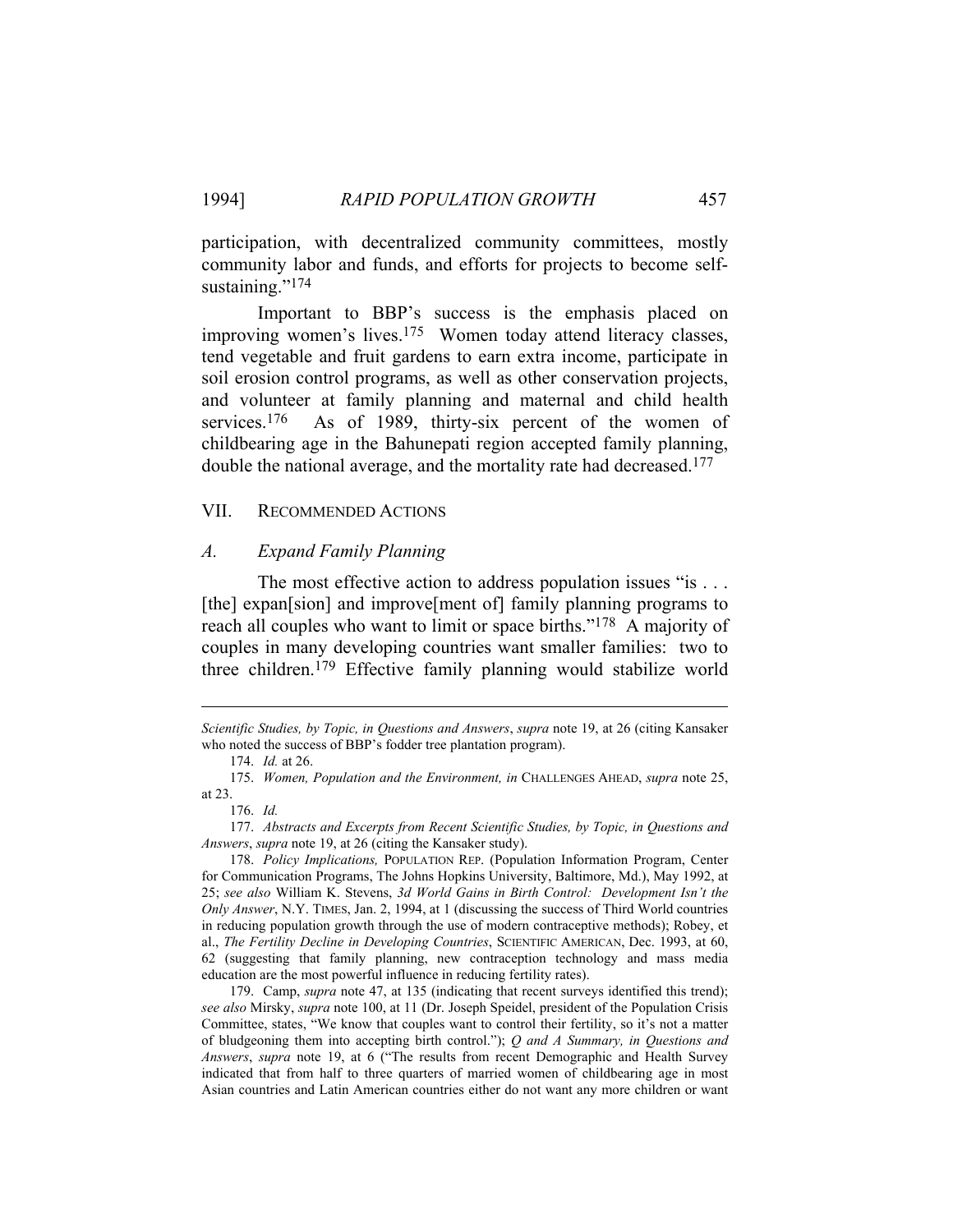participation, with decentralized community committees, mostly community labor and funds, and efforts for projects to become self-sustaining."[174]

Important to BBP's success is the emphasis placed on improving women's lives.[175] Women today attend literacy classes, tend vegetable and fruit gardens to earn extra income, participate in soil erosion control programs, as well as other conservation projects, and volunteer at family planning and maternal and child health services.[176] As of 1989, thirty-six percent of the women of childbearing age in the Bahunepati region accepted family planning, double the national average, and the mortality rate had decreased.[177]

## VII. Recommended Actions

### *A. Expand Family Planning*

The most effective action to address population issues "is . . . [the] expan[sion] and improve[ment of] family planning programs to reach all couples who want to limit or space births."[178] A majority of couples in many developing countries want smaller families: two to three children.[179] Effective family planning would stabilize world

---

*Scientific Studies, by Topic, in Questions and Answers*, *supra* note 19, at 26 (citing Kansaker who noted the success of BBP's fodder tree plantation program).

174. *Id.* at 26.

175. *Women, Population and the Environment, in* CHALLENGES AHEAD, *supra* note 25, at 23.

176. *Id.*

177. *Abstracts and Excerpts from Recent Scientific Studies, by Topic, in Questions and Answers*, *supra* note 19, at 26 (citing the Kansaker study).

178. *Policy Implications,* POPULATION REP. (Population Information Program, Center for Communication Programs, The Johns Hopkins University, Baltimore, Md.), May 1992, at 25; *see also* William K. Stevens, *3d World Gains in Birth Control: Development Isn't the Only Answer*, N.Y. TIMES, Jan. 2, 1994, at 1 (discussing the success of Third World countries in reducing population growth through the use of modern contraceptive methods); Robey, et al., *The Fertility Decline in Developing Countries*, SCIENTIFIC AMERICAN, Dec. 1993, at 60, 62 (suggesting that family planning, new contraception technology and mass media education are the most powerful influence in reducing fertility rates).

179. Camp, *supra* note 47, at 135 (indicating that recent surveys identified this trend); *see also* Mirsky, *supra* note 100, at 11 (Dr. Joseph Speidel, president of the Population Crisis Committee, states, "We know that couples want to control their fertility, so it's not a matter of bludgeoning them into accepting birth control."); *Q and A Summary, in Questions and Answers*, *supra* note 19, at 6 ("The results from recent Demographic and Health Survey indicated that from half to three quarters of married women of childbearing age in most Asian countries and Latin American countries either do not want any more children or want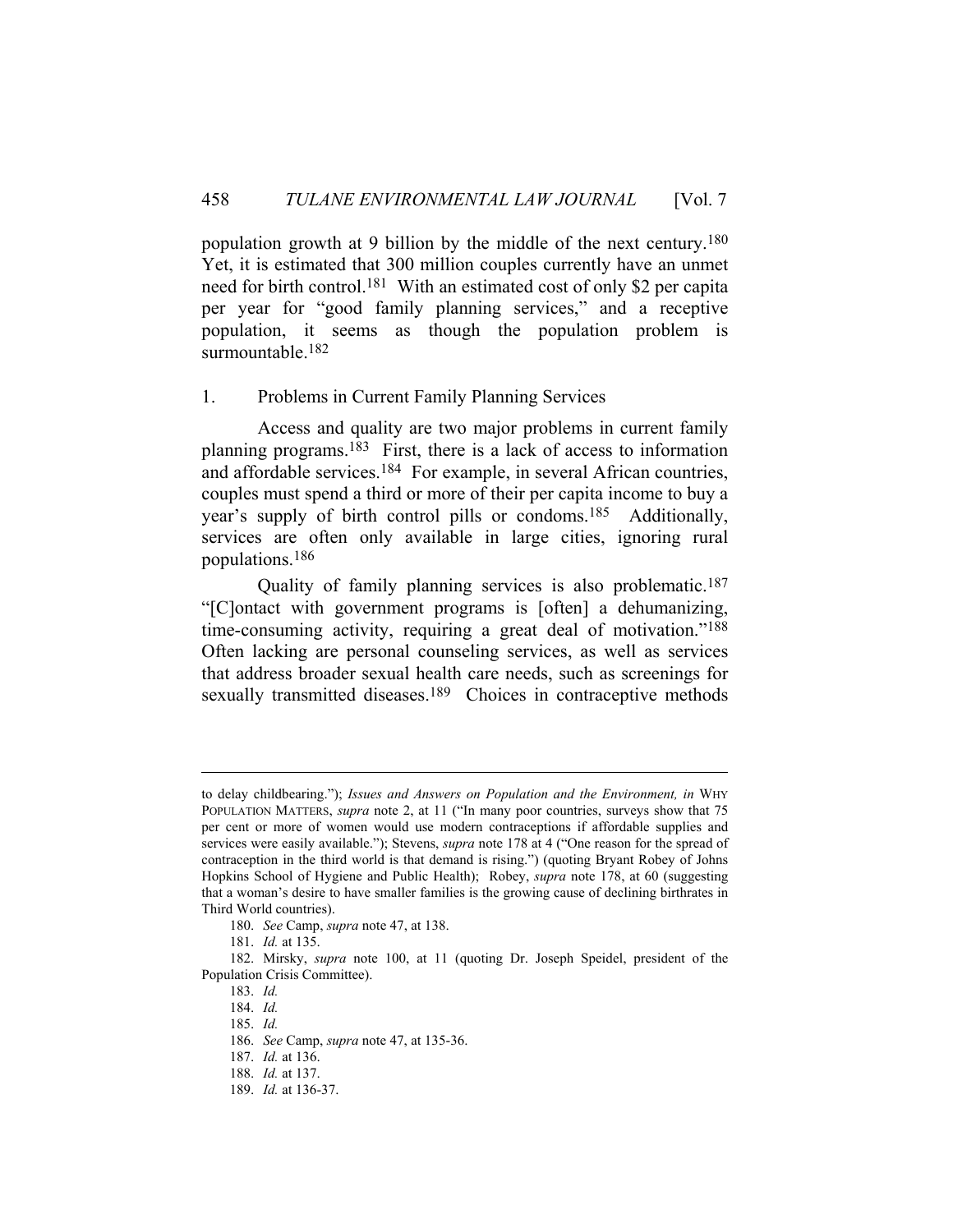population growth at 9 billion by the middle of the next century.[180] Yet, it is estimated that 300 million couples currently have an unmet need for birth control.[181] With an estimated cost of only $2 per capita per year for "good family planning services," and a receptive population, it seems as though the population problem is surmountable.[182]

### 1. Problems in Current Family Planning Services

Access and quality are two major problems in current family planning programs.[183] First, there is a lack of access to information and affordable services.[184] For example, in several African countries, couples must spend a third or more of their per capita income to buy a year's supply of birth control pills or condoms.[185] Additionally, services are often only available in large cities, ignoring rural populations.[186]

Quality of family planning services is also problematic.[187] "[C]ontact with government programs is [often] a dehumanizing, time-consuming activity, requiring a great deal of motivation."[188] Often lacking are personal counseling services, as well as services that address broader sexual health care needs, such as screenings for sexually transmitted diseases.[189] Choices in contraceptive methods

---

to delay childbearing."); *Issues and Answers on Population and the Environment, in* WHY POPULATION MATTERS, *supra* note 2, at 11 ("In many poor countries, surveys show that 75 per cent or more of women would use modern contraceptions if affordable supplies and services were easily available."); Stevens, *supra* note 178 at 4 ("One reason for the spread of contraception in the third world is that demand is rising.") (quoting Bryant Robey of Johns Hopkins School of Hygiene and Public Health); Robey, *supra* note 178, at 60 (suggesting that a woman's desire to have smaller families is the growing cause of declining birthrates in Third World countries).

180. *See* Camp, *supra* note 47, at 138.

181. *Id.* at 135.

182. Mirsky, *supra* note 100, at 11 (quoting Dr. Joseph Speidel, president of the Population Crisis Committee).

183. *Id.*

184. *Id.*

185. *Id.*

186. *See* Camp, *supra* note 47, at 135-36.

187. *Id.* at 136.

188. *Id.* at 137.

189. *Id.* at 136-37.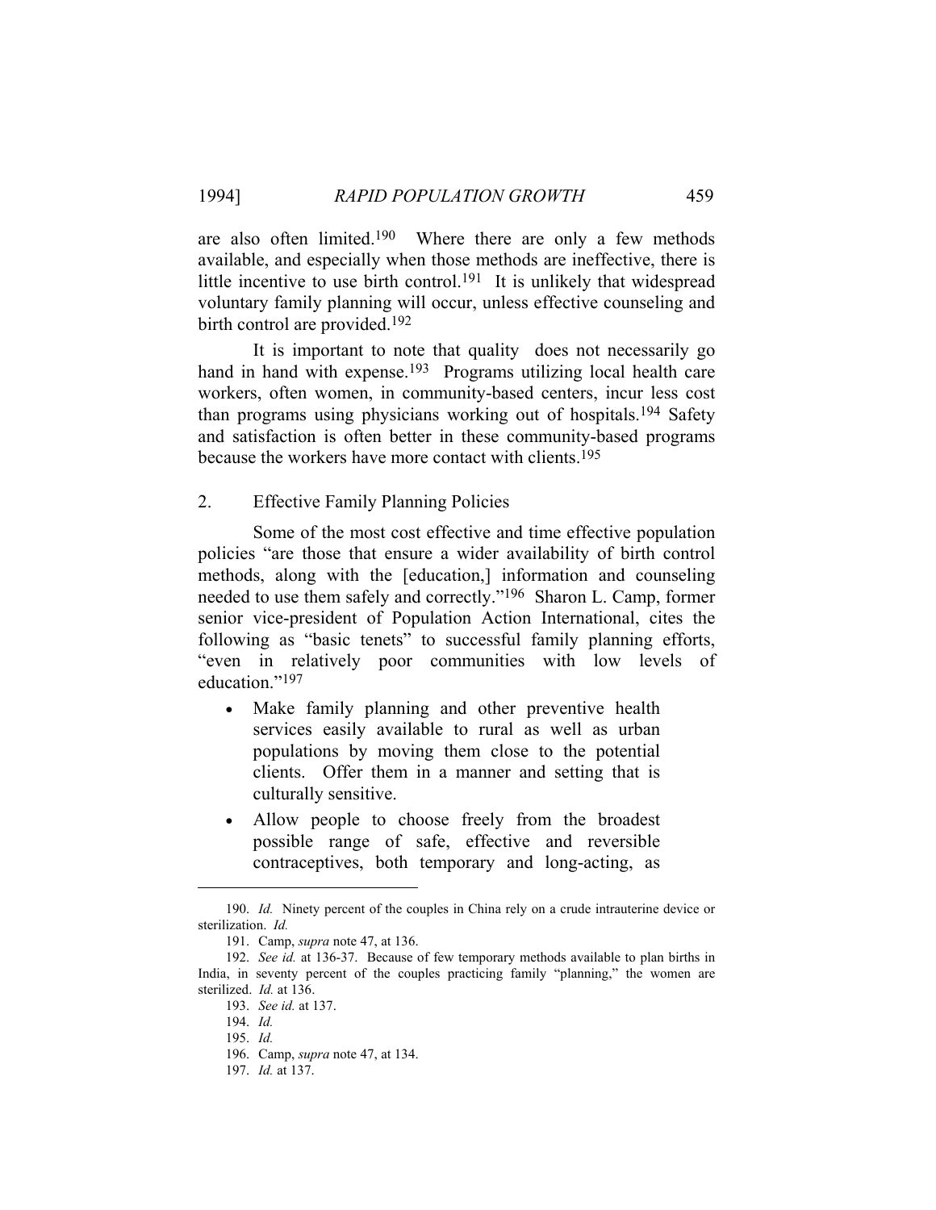are also often limited.[190] Where there are only a few methods available, and especially when those methods are ineffective, there is little incentive to use birth control.[191] It is unlikely that widespread voluntary family planning will occur, unless effective counseling and birth control are provided.[192]

It is important to note that quality does not necessarily go hand in hand with expense.[193] Programs utilizing local health care workers, often women, in community-based centers, incur less cost than programs using physicians working out of hospitals.[194] Safety and satisfaction is often better in these community-based programs because the workers have more contact with clients.[195]

### 2. Effective Family Planning Policies

Some of the most cost effective and time effective population policies "are those that ensure a wider availability of birth control methods, along with the [education,] information and counseling needed to use them safely and correctly."[196] Sharon L. Camp, former senior vice-president of Population Action International, cites the following as "basic tenets" to successful family planning efforts, "even in relatively poor communities with low levels of education."[197]

- Make family planning and other preventive health services easily available to rural as well as urban populations by moving them close to the potential clients. Offer them in a manner and setting that is culturally sensitive.
- Allow people to choose freely from the broadest possible range of safe, effective and reversible contraceptives, both temporary and long-acting, as

---

190. *Id.* Ninety percent of the couples in China rely on a crude intrauterine device or sterilization. *Id.*

191. Camp, *supra* note 47, at 136.

192. *See id.* at 136-37. Because of few temporary methods available to plan births in India, in seventy percent of the couples practicing family "planning," the women are sterilized. *Id.* at 136.

193. *See id.* at 137.

194. *Id.*

195. *Id.*

196. Camp, *supra* note 47, at 134.

197. *Id.* at 137.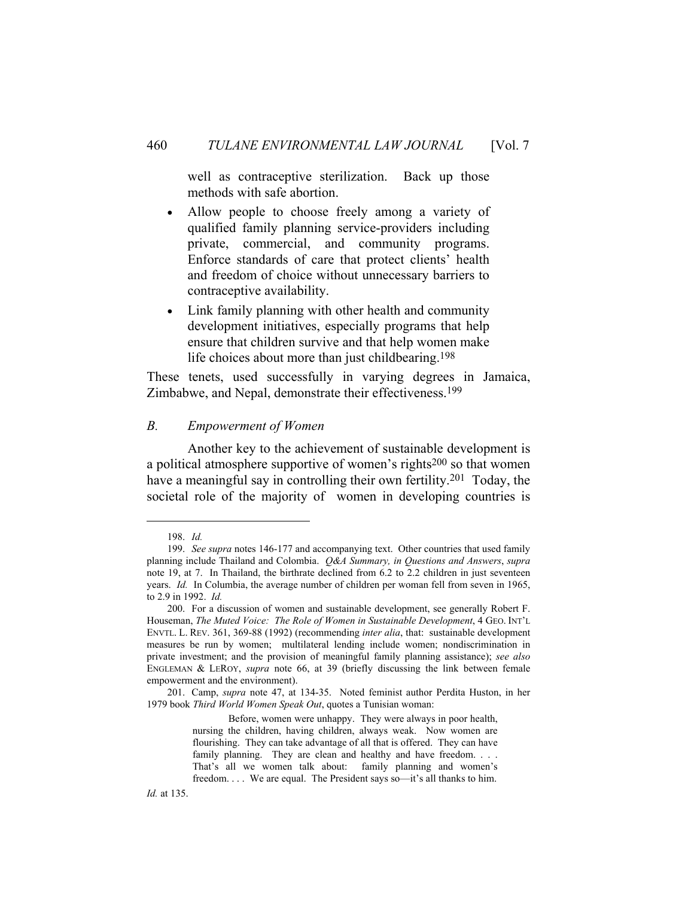well as contraceptive sterilization. Back up those methods with safe abortion.

- Allow people to choose freely among a variety of qualified family planning service-providers including private, commercial, and community programs. Enforce standards of care that protect clients' health and freedom of choice without unnecessary barriers to contraceptive availability.
- Link family planning with other health and community development initiatives, especially programs that help ensure that children survive and that help women make life choices about more than just childbearing.[198]

These tenets, used successfully in varying degrees in Jamaica, Zimbabwe, and Nepal, demonstrate their effectiveness.[199]

### *B. Empowerment of Women*

Another key to the achievement of sustainable development is a political atmosphere supportive of women's rights[200] so that women have a meaningful say in controlling their own fertility.[201] Today, the societal role of the majority of women in developing countries is

---

198. *Id.*

199. *See supra* notes 146-177 and accompanying text. Other countries that used family planning include Thailand and Colombia. *Q&A Summary, in Questions and Answers*, *supra* note 19, at 7. In Thailand, the birthrate declined from 6.2 to 2.2 children in just seventeen years. *Id.* In Columbia, the average number of children per woman fell from seven in 1965, to 2.9 in 1992. *Id.*

200. For a discussion of women and sustainable development, see generally Robert F. Houseman, *The Muted Voice: The Role of Women in Sustainable Development*, 4 GEO. INT'L ENVTL. L. REV. 361, 369-88 (1992) (recommending *inter alia*, that: sustainable development measures be run by women; multilateral lending include women; nondiscrimination in private investment; and the provision of meaningful family planning assistance); *see also* ENGLEMAN & LEROY, *supra* note 66, at 39 (briefly discussing the link between female empowerment and the environment).

201. Camp, *supra* note 47, at 134-35. Noted feminist author Perdita Huston, in her 1979 book *Third World Women Speak Out*, quotes a Tunisian woman:

> Before, women were unhappy. They were always in poor health, nursing the children, having children, always weak. Now women are flourishing. They can take advantage of all that is offered. They can have family planning. They are clean and healthy and have freedom. . . . That's all we women talk about: family planning and women's freedom. . . . We are equal. The President says so—it's all thanks to him.

*Id.* at 135.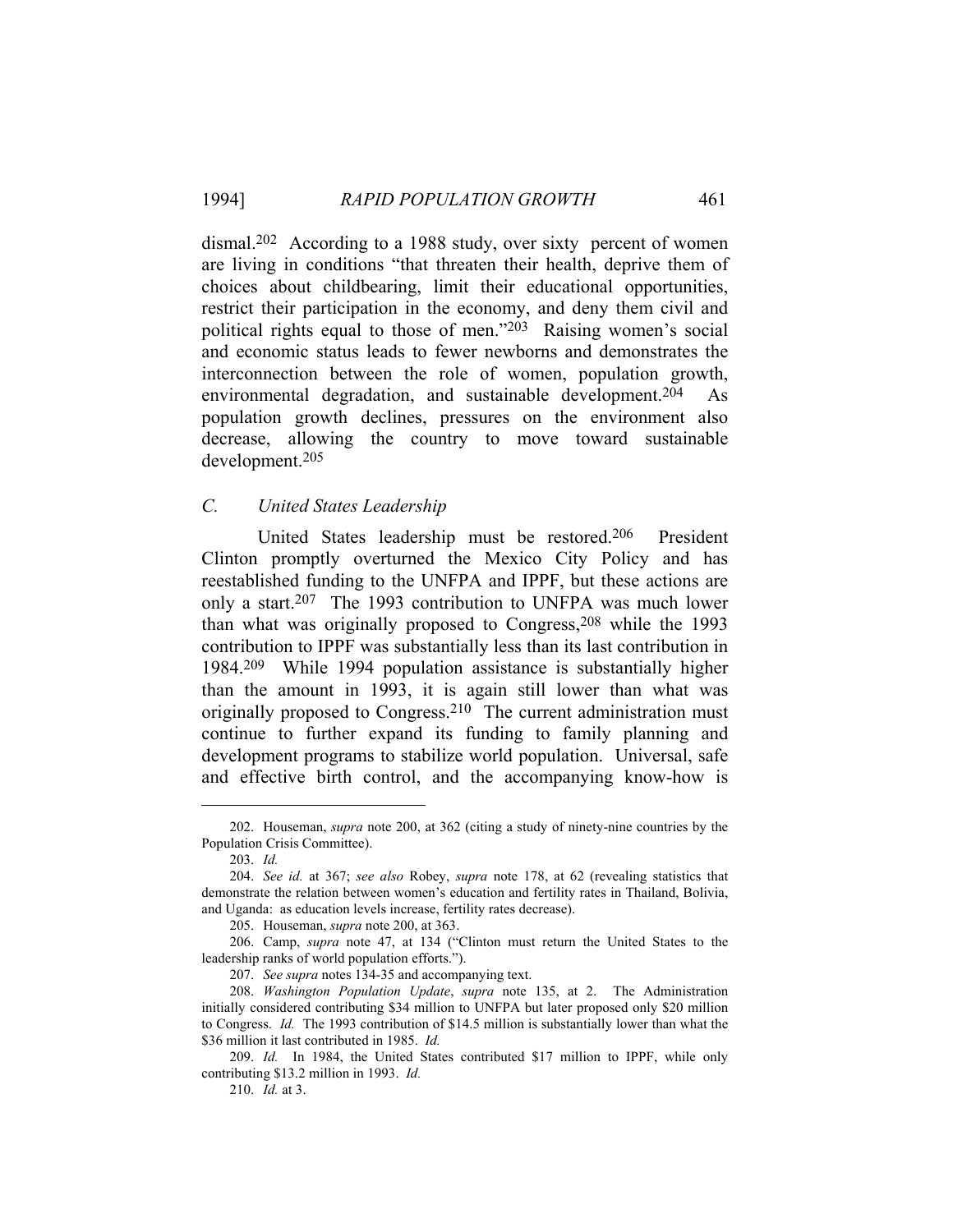dismal.[202] According to a 1988 study, over sixty percent of women are living in conditions "that threaten their health, deprive them of choices about childbearing, limit their educational opportunities, restrict their participation in the economy, and deny them civil and political rights equal to those of men."[203] Raising women's social and economic status leads to fewer newborns and demonstrates the interconnection between the role of women, population growth, environmental degradation, and sustainable development.[204] As population growth declines, pressures on the environment also decrease, allowing the country to move toward sustainable development.[205]

### *C. United States Leadership*

United States leadership must be restored.[206] President Clinton promptly overturned the Mexico City Policy and has reestablished funding to the UNFPA and IPPF, but these actions are only a start.[207] The 1993 contribution to UNFPA was much lower than what was originally proposed to Congress,[208] while the 1993 contribution to IPPF was substantially less than its last contribution in 1984.[209] While 1994 population assistance is substantially higher than the amount in 1993, it is again still lower than what was originally proposed to Congress.[210] The current administration must continue to further expand its funding to family planning and development programs to stabilize world population. Universal, safe and effective birth control, and the accompanying know-how is

---

202. Houseman, *supra* note 200, at 362 (citing a study of ninety-nine countries by the Population Crisis Committee).

203. *Id.*

204. *See id.* at 367; *see also* Robey, *supra* note 178, at 62 (revealing statistics that demonstrate the relation between women's education and fertility rates in Thailand, Bolivia, and Uganda: as education levels increase, fertility rates decrease).

205. Houseman, *supra* note 200, at 363.

206. Camp, *supra* note 47, at 134 ("Clinton must return the United States to the leadership ranks of world population efforts.").

207. *See supra* notes 134-35 and accompanying text.

208. *Washington Population Update*, *supra* note 135, at 2. The Administration initially considered contributing $34 million to UNFPA but later proposed only $20 million to Congress. *Id.* The 1993 contribution of $14.5 million is substantially lower than what the $36 million it last contributed in 1985. *Id.*

209. *Id.* In 1984, the United States contributed $17 million to IPPF, while only contributing $13.2 million in 1993. *Id.*

210. *Id.* at 3.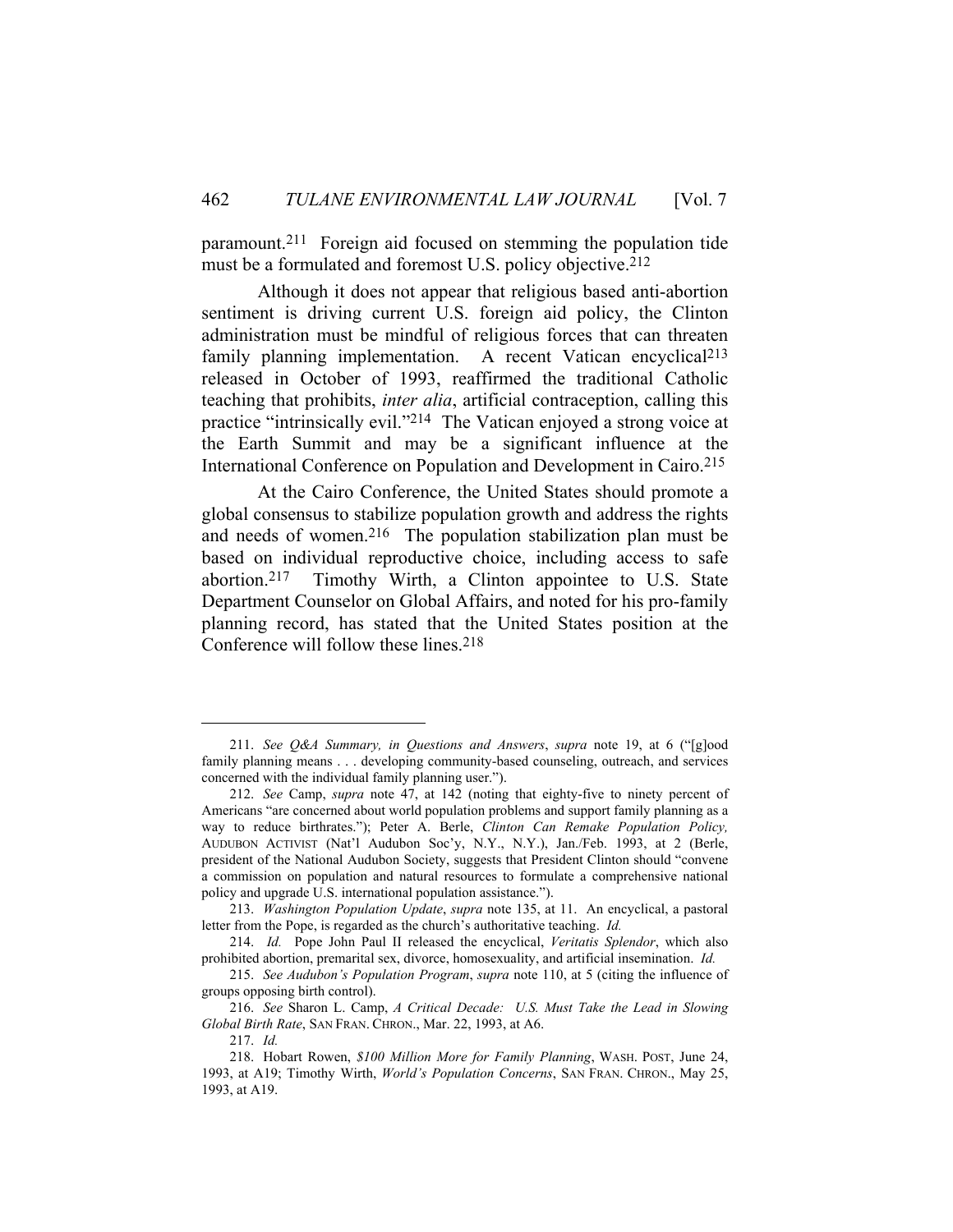paramount.[211] Foreign aid focused on stemming the population tide must be a formulated and foremost U.S. policy objective.[212]

Although it does not appear that religious based anti-abortion sentiment is driving current U.S. foreign aid policy, the Clinton administration must be mindful of religious forces that can threaten family planning implementation. A recent Vatican encyclical[213] released in October of 1993, reaffirmed the traditional Catholic teaching that prohibits, *inter alia*, artificial contraception, calling this practice "intrinsically evil."[214] The Vatican enjoyed a strong voice at the Earth Summit and may be a significant influence at the International Conference on Population and Development in Cairo.[215]

At the Cairo Conference, the United States should promote a global consensus to stabilize population growth and address the rights and needs of women.[216] The population stabilization plan must be based on individual reproductive choice, including access to safe abortion.[217] Timothy Wirth, a Clinton appointee to U.S. State Department Counselor on Global Affairs, and noted for his pro-family planning record, has stated that the United States position at the Conference will follow these lines.[218]

---

211. *See Q&A Summary, in Questions and Answers*, *supra* note 19, at 6 ("[g]ood family planning means . . . developing community-based counseling, outreach, and services concerned with the individual family planning user.").

212. *See* Camp, *supra* note 47, at 142 (noting that eighty-five to ninety percent of Americans "are concerned about world population problems and support family planning as a way to reduce birthrates."); Peter A. Berle, *Clinton Can Remake Population Policy,* AUDUBON ACTIVIST (Nat'l Audubon Soc'y, N.Y., N.Y.), Jan./Feb. 1993, at 2 (Berle, president of the National Audubon Society, suggests that President Clinton should "convene a commission on population and natural resources to formulate a comprehensive national policy and upgrade U.S. international population assistance.").

213. *Washington Population Update*, *supra* note 135, at 11. An encyclical, a pastoral letter from the Pope, is regarded as the church's authoritative teaching. *Id.*

214. *Id.* Pope John Paul II released the encyclical, *Veritatis Splendor*, which also prohibited abortion, premarital sex, divorce, homosexuality, and artificial insemination. *Id.*

215. *See Audubon's Population Program*, *supra* note 110, at 5 (citing the influence of groups opposing birth control).

216. *See* Sharon L. Camp, *A Critical Decade: U.S. Must Take the Lead in Slowing Global Birth Rate*, SAN FRAN. CHRON., Mar. 22, 1993, at A6.

217. *Id.*

218. Hobart Rowen, *$100 Million More for Family Planning*, WASH. POST, June 24, 1993, at A19; Timothy Wirth, *World's Population Concerns*, SAN FRAN. CHRON., May 25, 1993, at A19.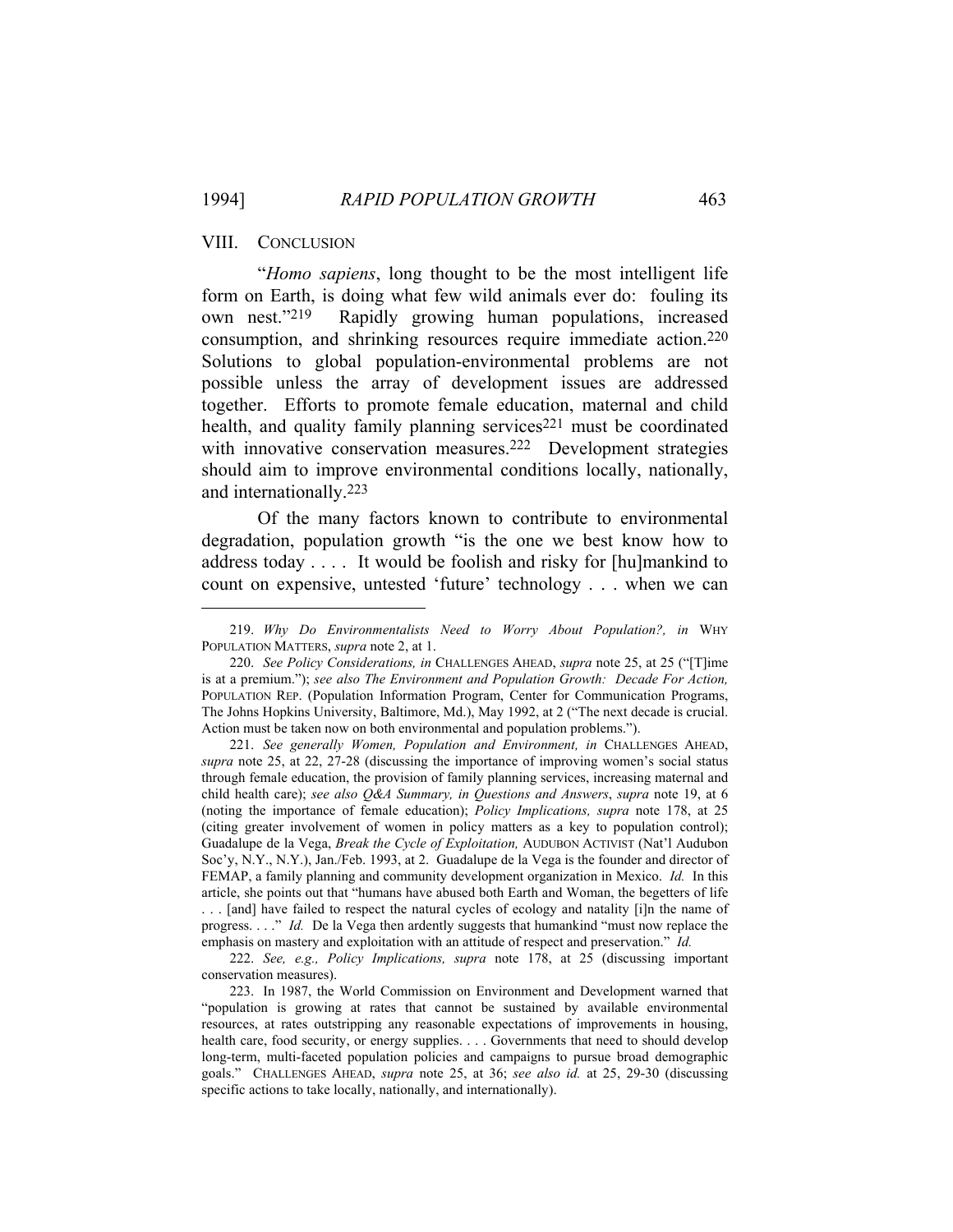## VIII. CONCLUSION

"*Homo sapiens*, long thought to be the most intelligent life form on Earth, is doing what few wild animals ever do: fouling its own nest."[219] Rapidly growing human populations, increased consumption, and shrinking resources require immediate action.[220] Solutions to global population-environmental problems are not possible unless the array of development issues are addressed together. Efforts to promote female education, maternal and child health, and quality family planning services[221] must be coordinated with innovative conservation measures.[222] Development strategies should aim to improve environmental conditions locally, nationally, and internationally.[223]

Of the many factors known to contribute to environmental degradation, population growth "is the one we best know how to address today . . . . It would be foolish and risky for [hu]mankind to count on expensive, untested 'future' technology . . . when we can

---

219. *Why Do Environmentalists Need to Worry About Population?, in* WHY POPULATION MATTERS, *supra* note 2, at 1.

220. *See Policy Considerations, in* CHALLENGES AHEAD, *supra* note 25, at 25 ("[T]ime is at a premium."); *see also The Environment and Population Growth: Decade For Action,* POPULATION REP. (Population Information Program, Center for Communication Programs, The Johns Hopkins University, Baltimore, Md.), May 1992, at 2 ("The next decade is crucial. Action must be taken now on both environmental and population problems.").

221. *See generally Women, Population and Environment, in* CHALLENGES AHEAD, *supra* note 25, at 22, 27-28 (discussing the importance of improving women's social status through female education, the provision of family planning services, increasing maternal and child health care); *see also Q&A Summary, in Questions and Answers*, *supra* note 19, at 6 (noting the importance of female education); *Policy Implications, supra* note 178, at 25 (citing greater involvement of women in policy matters as a key to population control); Guadalupe de la Vega, *Break the Cycle of Exploitation,* AUDUBON ACTIVIST (Nat'l Audubon Soc'y, N.Y., N.Y.), Jan./Feb. 1993, at 2. Guadalupe de la Vega is the founder and director of FEMAP, a family planning and community development organization in Mexico. *Id.* In this article, she points out that "humans have abused both Earth and Woman, the begetters of life . . . [and] have failed to respect the natural cycles of ecology and natality [i]n the name of progress. . . ." *Id.* De la Vega then ardently suggests that humankind "must now replace the emphasis on mastery and exploitation with an attitude of respect and preservation." *Id.*

222. *See, e.g., Policy Implications, supra* note 178, at 25 (discussing important conservation measures).

223. In 1987, the World Commission on Environment and Development warned that "population is growing at rates that cannot be sustained by available environmental resources, at rates outstripping any reasonable expectations of improvements in housing, health care, food security, or energy supplies. . . . Governments that need to should develop long-term, multi-faceted population policies and campaigns to pursue broad demographic goals." CHALLENGES AHEAD, *supra* note 25, at 36; *see also id.* at 25, 29-30 (discussing specific actions to take locally, nationally, and internationally).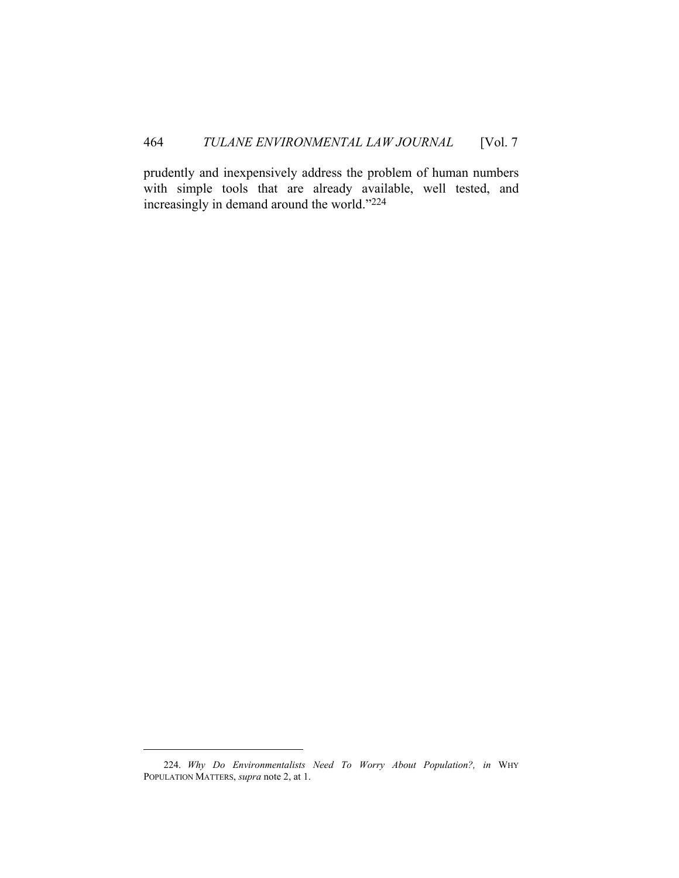prudently and inexpensively address the problem of human numbers with simple tools that are already available, well tested, and increasingly in demand around the world."[224]

---

224. *Why Do Environmentalists Need To Worry About Population?, in* WHY POPULATION MATTERS, *supra* note 2, at 1.